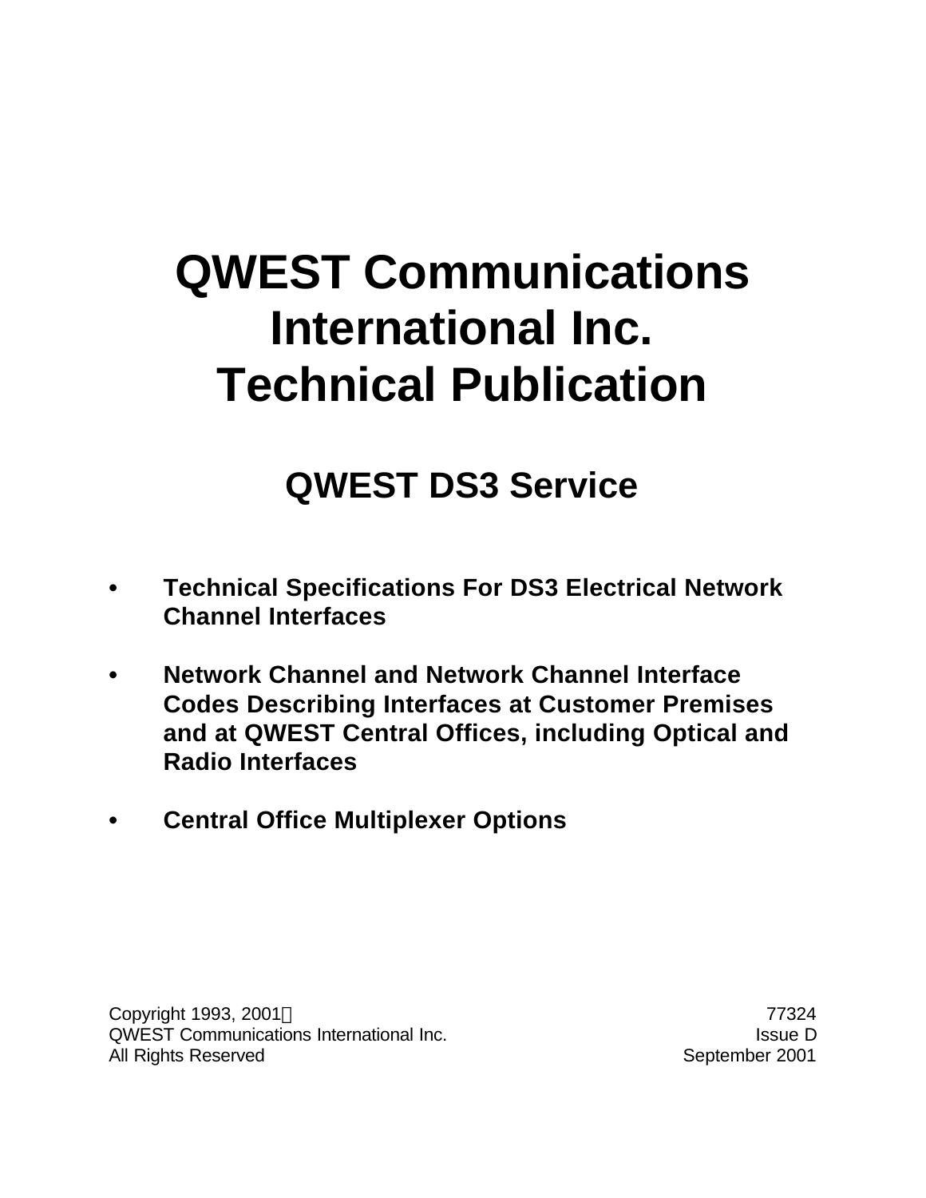# QWEST Communications International Inc. Technical Publication

## QWEST DS3 Service

- **Technical Specifications For DS3 Electrical Network Channel Interfaces**
- **Network Channel and Network Channel Interface Codes Describing Interfaces at Customer Premises and at QWEST Central Offices, including Optical and Radio Interfaces**
- **Central Office Multiplexer Options**

Copyright 1993, 2001©
QWEST Communications International Inc.
All Rights Reserved

77324
Issue D
September 2001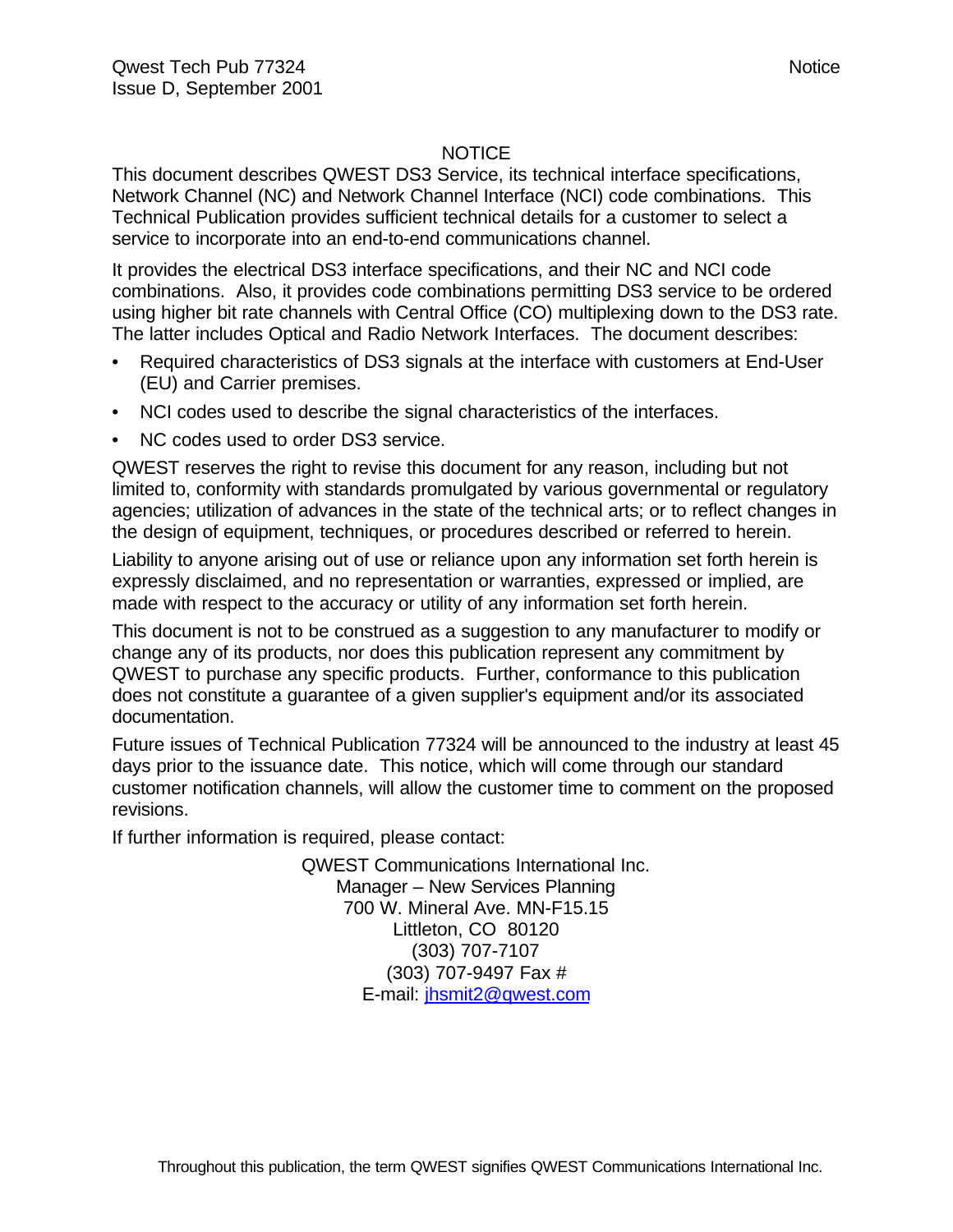## NOTICE

This document describes QWEST DS3 Service, its technical interface specifications, Network Channel (NC) and Network Channel Interface (NCI) code combinations. This Technical Publication provides sufficient technical details for a customer to select a service to incorporate into an end-to-end communications channel.

It provides the electrical DS3 interface specifications, and their NC and NCI code combinations. Also, it provides code combinations permitting DS3 service to be ordered using higher bit rate channels with Central Office (CO) multiplexing down to the DS3 rate. The latter includes Optical and Radio Network Interfaces. The document describes:

- Required characteristics of DS3 signals at the interface with customers at End-User (EU) and Carrier premises.
- NCI codes used to describe the signal characteristics of the interfaces.
- NC codes used to order DS3 service.

QWEST reserves the right to revise this document for any reason, including but not limited to, conformity with standards promulgated by various governmental or regulatory agencies; utilization of advances in the state of the technical arts; or to reflect changes in the design of equipment, techniques, or procedures described or referred to herein.

Liability to anyone arising out of use or reliance upon any information set forth herein is expressly disclaimed, and no representation or warranties, expressed or implied, are made with respect to the accuracy or utility of any information set forth herein.

This document is not to be construed as a suggestion to any manufacturer to modify or change any of its products, nor does this publication represent any commitment by QWEST to purchase any specific products. Further, conformance to this publication does not constitute a guarantee of a given supplier's equipment and/or its associated documentation.

Future issues of Technical Publication 77324 will be announced to the industry at least 45 days prior to the issuance date. This notice, which will come through our standard customer notification channels, will allow the customer time to comment on the proposed revisions.

If further information is required, please contact:

QWEST Communications International Inc.
Manager – New Services Planning
700 W. Mineral Ave. MN-F15.15
Littleton, CO 80120
(303) 707-7107
(303) 707-9497 Fax #
E-mail: jhsmit2@qwest.com

Throughout this publication, the term QWEST signifies QWEST Communications International Inc.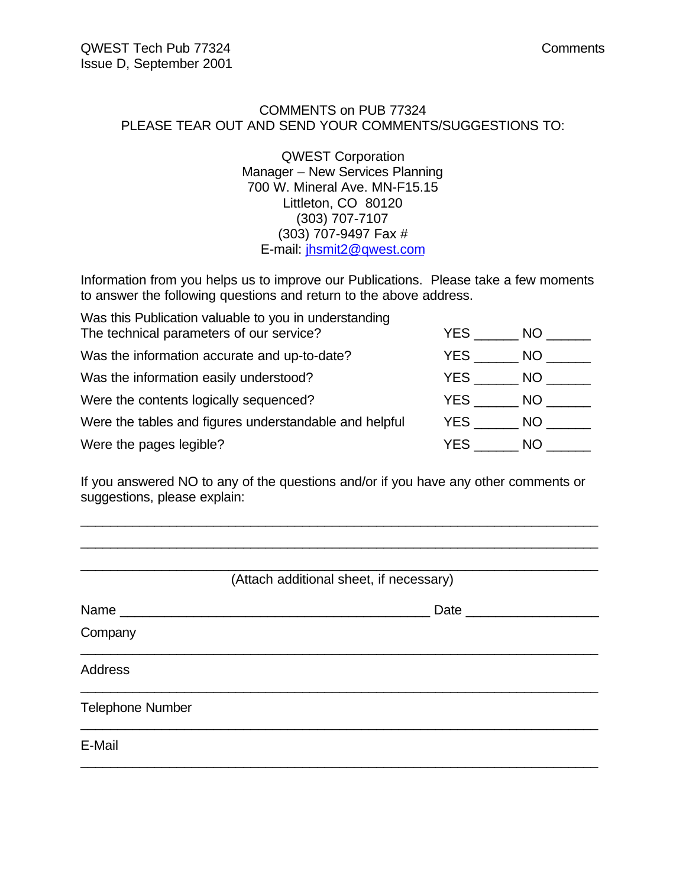COMMENTS on PUB 77324
PLEASE TEAR OUT AND SEND YOUR COMMENTS/SUGGESTIONS TO:

QWEST Corporation
Manager – New Services Planning
700 W. Mineral Ave. MN-F15.15
Littleton, CO 80120
(303) 707-7107
(303) 707-9497 Fax #
E-mail: jhsmit2@qwest.com

Information from you helps us to improve our Publications. Please take a few moments to answer the following questions and return to the above address.

| | | |
|---|---|---|
| Was this Publication valuable to you in understanding The technical parameters of our service? | YES ______ | NO ______ |
| Was the information accurate and up-to-date? | YES ______ | NO ______ |
| Was the information easily understood? | YES ______ | NO ______ |
| Were the contents logically sequenced? | YES ______ | NO ______ |
| Were the tables and figures understandable and helpful | YES ______ | NO ______ |
| Were the pages legible? | YES ______ | NO ______ |

If you answered NO to any of the questions and/or if you have any other comments or suggestions, please explain:

_______________________________________________________________________

_______________________________________________________________________

_______________________________________________________________________

(Attach additional sheet, if necessary)

Name __________________________________________ Date _________________

Company

_______________________________________________________________________

Address

_______________________________________________________________________

Telephone Number

_______________________________________________________________________

E-Mail

_______________________________________________________________________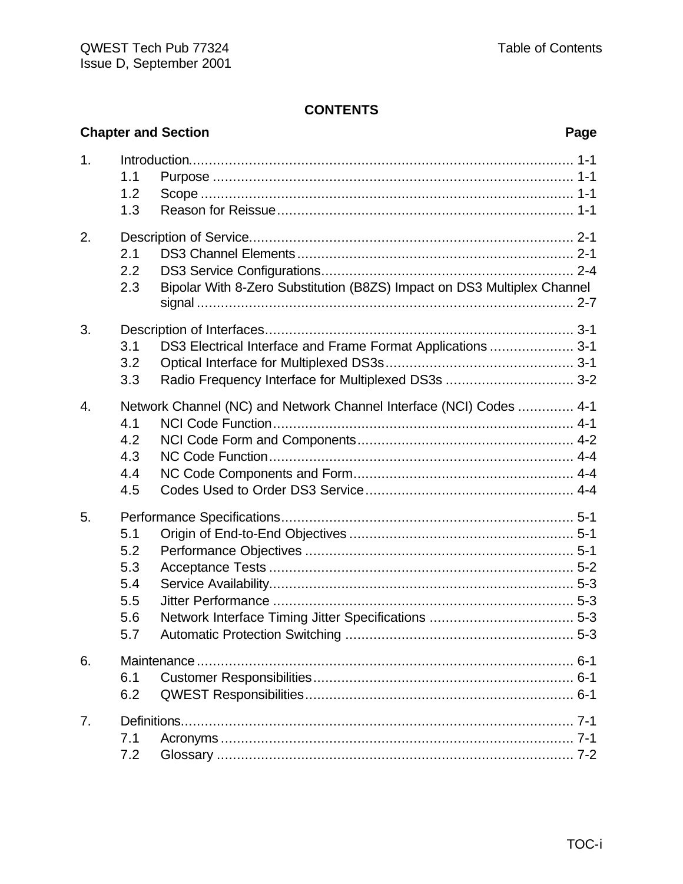# CONTENTS

| Chapter and Section | | Page |
|---|---|---|
| 1. | Introduction | 1-1 |
| | 1.1 Purpose | 1-1 |
| | 1.2 Scope | 1-1 |
| | 1.3 Reason for Reissue | 1-1 |
| 2. | Description of Service | 2-1 |
| | 2.1 DS3 Channel Elements | 2-1 |
| | 2.2 DS3 Service Configurations | 2-4 |
| | 2.3 Bipolar With 8-Zero Substitution (B8ZS) Impact on DS3 Multiplex Channel signal | 2-7 |
| 3. | Description of Interfaces | 3-1 |
| | 3.1 DS3 Electrical Interface and Frame Format Applications | 3-1 |
| | 3.2 Optical Interface for Multiplexed DS3s | 3-1 |
| | 3.3 Radio Frequency Interface for Multiplexed DS3s | 3-2 |
| 4. | Network Channel (NC) and Network Channel Interface (NCI) Codes | 4-1 |
| | 4.1 NCI Code Function | 4-1 |
| | 4.2 NCI Code Form and Components | 4-2 |
| | 4.3 NC Code Function | 4-4 |
| | 4.4 NC Code Components and Form | 4-4 |
| | 4.5 Codes Used to Order DS3 Service | 4-4 |
| 5. | Performance Specifications | 5-1 |
| | 5.1 Origin of End-to-End Objectives | 5-1 |
| | 5.2 Performance Objectives | 5-1 |
| | 5.3 Acceptance Tests | 5-2 |
| | 5.4 Service Availability | 5-3 |
| | 5.5 Jitter Performance | 5-3 |
| | 5.6 Network Interface Timing Jitter Specifications | 5-3 |
| | 5.7 Automatic Protection Switching | 5-3 |
| 6. | Maintenance | 6-1 |
| | 6.1 Customer Responsibilities | 6-1 |
| | 6.2 QWEST Responsibilities | 6-1 |
| 7. | Definitions | 7-1 |
| | 7.1 Acronyms | 7-1 |
| | 7.2 Glossary | 7-2 |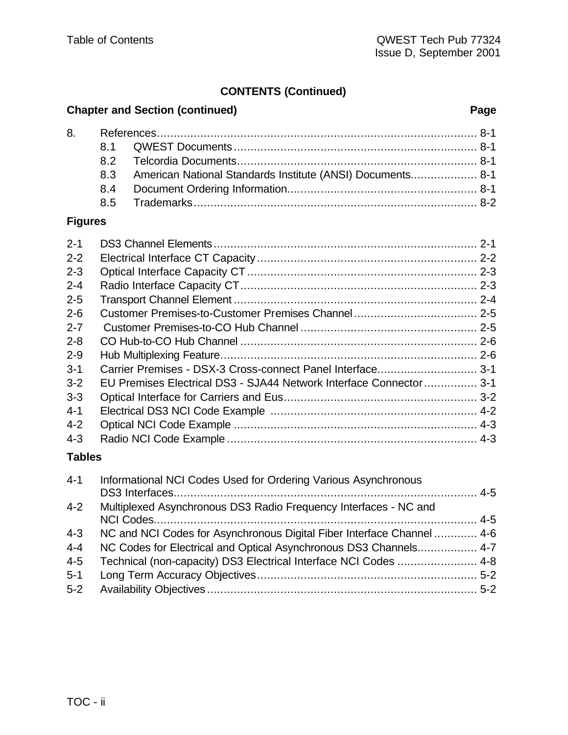**CONTENTS (Continued)**

| Chapter and Section (continued) | | | Page |
|---|---|---|---|
| 8. | References | | 8-1 |
| | 8.1 | QWEST Documents | 8-1 |
| | 8.2 | Telcordia Documents | 8-1 |
| | 8.3 | American National Standards Institute (ANSI) Documents | 8-1 |
| | 8.4 | Document Ordering Information | 8-1 |
| | 8.5 | Trademarks | 8-2 |

**Figures**

| | | |
|---|---|---|
| 2-1 | DS3 Channel Elements | 2-1 |
| 2-2 | Electrical Interface CT Capacity | 2-2 |
| 2-3 | Optical Interface Capacity CT | 2-3 |
| 2-4 | Radio Interface Capacity CT | 2-3 |
| 2-5 | Transport Channel Element | 2-4 |
| 2-6 | Customer Premises-to-Customer Premises Channel | 2-5 |
| 2-7 | Customer Premises-to-CO Hub Channel | 2-5 |
| 2-8 | CO Hub-to-CO Hub Channel | 2-6 |
| 2-9 | Hub Multiplexing Feature | 2-6 |
| 3-1 | Carrier Premises - DSX-3 Cross-connect Panel Interface | 3-1 |
| 3-2 | EU Premises Electrical DS3 - SJA44 Network Interface Connector | 3-1 |
| 3-3 | Optical Interface for Carriers and Eus | 3-2 |
| 4-1 | Electrical DS3 NCI Code Example | 4-2 |
| 4-2 | Optical NCI Code Example | 4-3 |
| 4-3 | Radio NCI Code Example | 4-3 |

**Tables**

| | | |
|---|---|---|
| 4-1 | Informational NCI Codes Used for Ordering Various Asynchronous DS3 Interfaces | 4-5 |
| 4-2 | Multiplexed Asynchronous DS3 Radio Frequency Interfaces - NC and NCI Codes | 4-5 |
| 4-3 | NC and NCI Codes for Asynchronous Digital Fiber Interface Channel | 4-6 |
| 4-4 | NC Codes for Electrical and Optical Asynchronous DS3 Channels | 4-7 |
| 4-5 | Technical (non-capacity) DS3 Electrical Interface NCI Codes | 4-8 |
| 5-1 | Long Term Accuracy Objectives | 5-2 |
| 5-2 | Availability Objectives | 5-2 |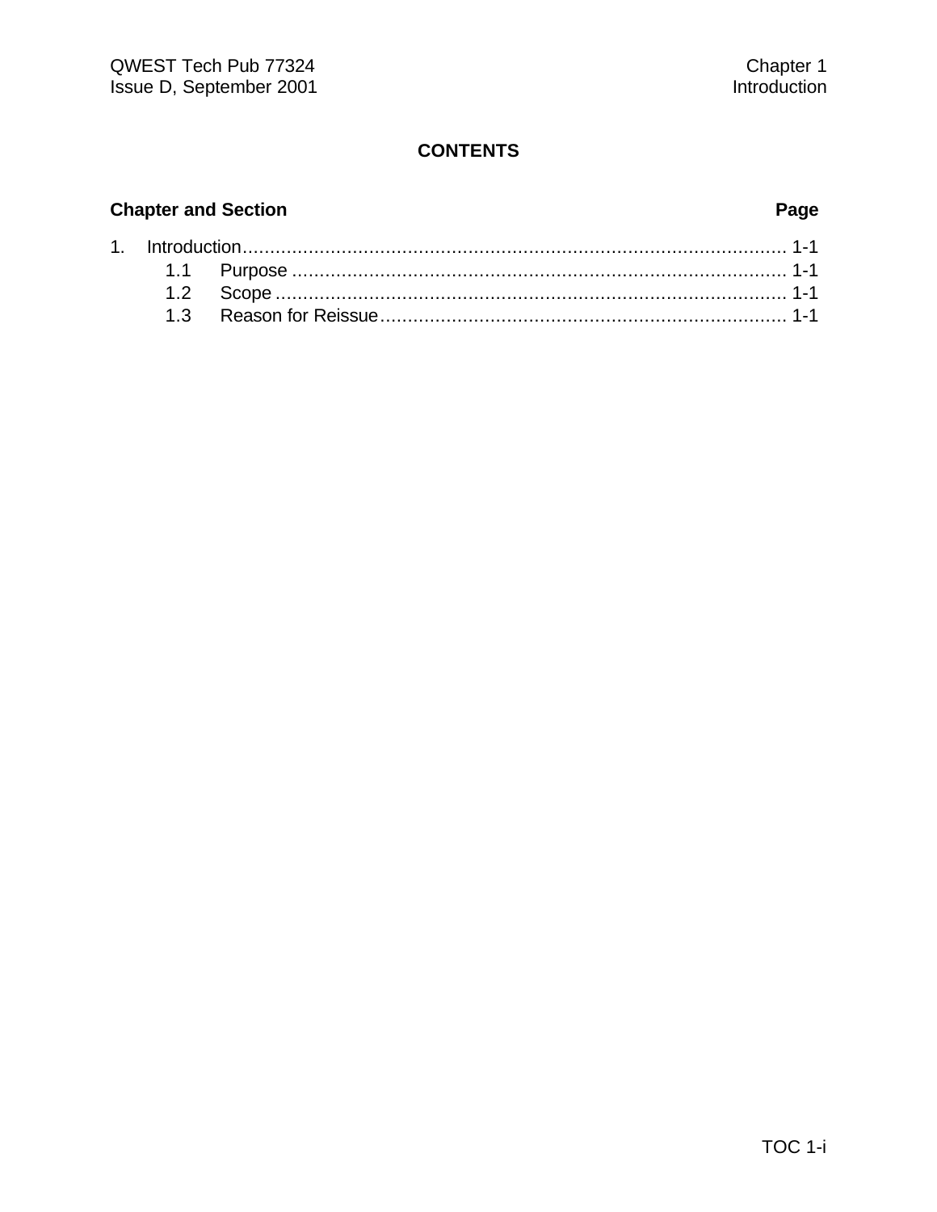# CONTENTS

| Chapter and Section | Page |
|---|---|
| 1. Introduction | 1-1 |
| 1.1 Purpose | 1-1 |
| 1.2 Scope | 1-1 |
| 1.3 Reason for Reissue | 1-1 |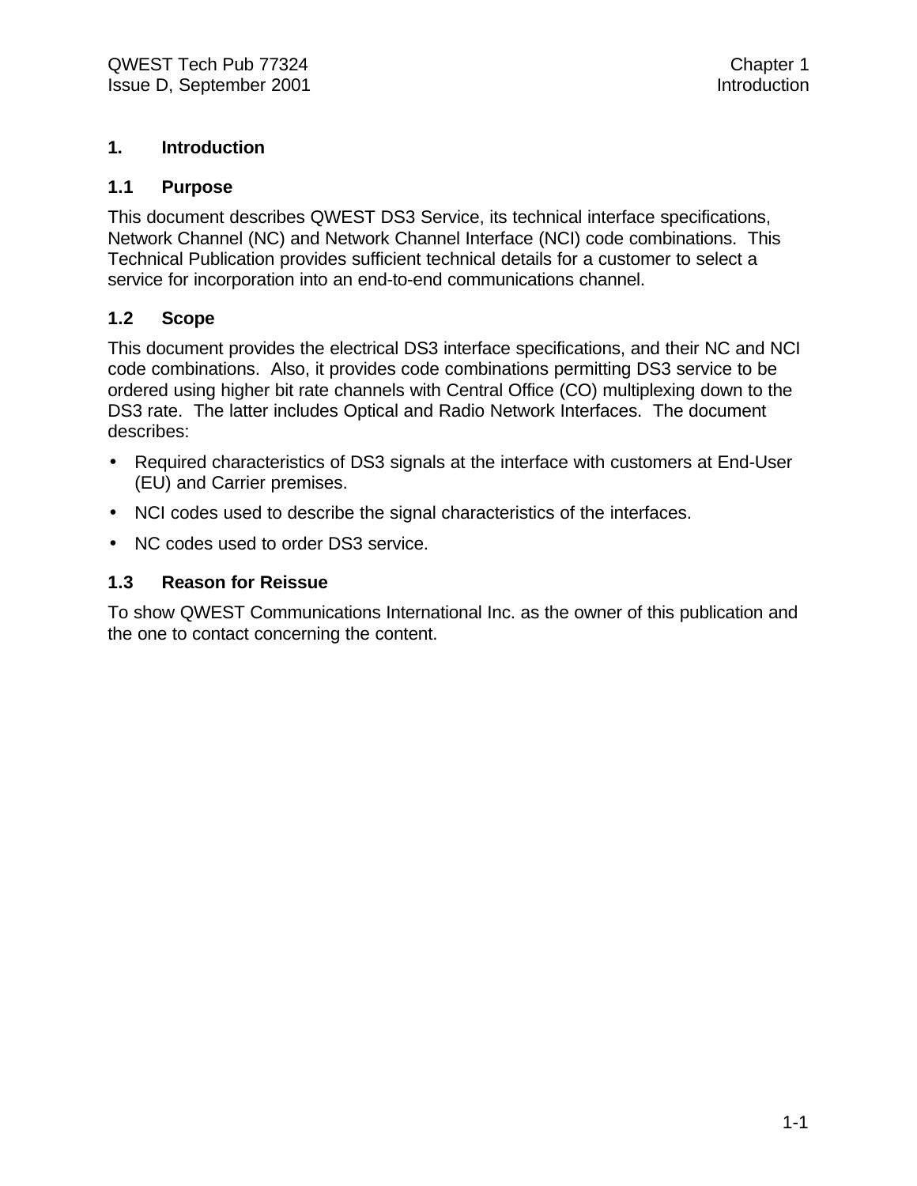# 1. Introduction

## 1.1 Purpose

This document describes QWEST DS3 Service, its technical interface specifications, Network Channel (NC) and Network Channel Interface (NCI) code combinations. This Technical Publication provides sufficient technical details for a customer to select a service for incorporation into an end-to-end communications channel.

## 1.2 Scope

This document provides the electrical DS3 interface specifications, and their NC and NCI code combinations. Also, it provides code combinations permitting DS3 service to be ordered using higher bit rate channels with Central Office (CO) multiplexing down to the DS3 rate. The latter includes Optical and Radio Network Interfaces. The document describes:

- Required characteristics of DS3 signals at the interface with customers at End-User (EU) and Carrier premises.
- NCI codes used to describe the signal characteristics of the interfaces.
- NC codes used to order DS3 service.

## 1.3 Reason for Reissue

To show QWEST Communications International Inc. as the owner of this publication and the one to contact concerning the content.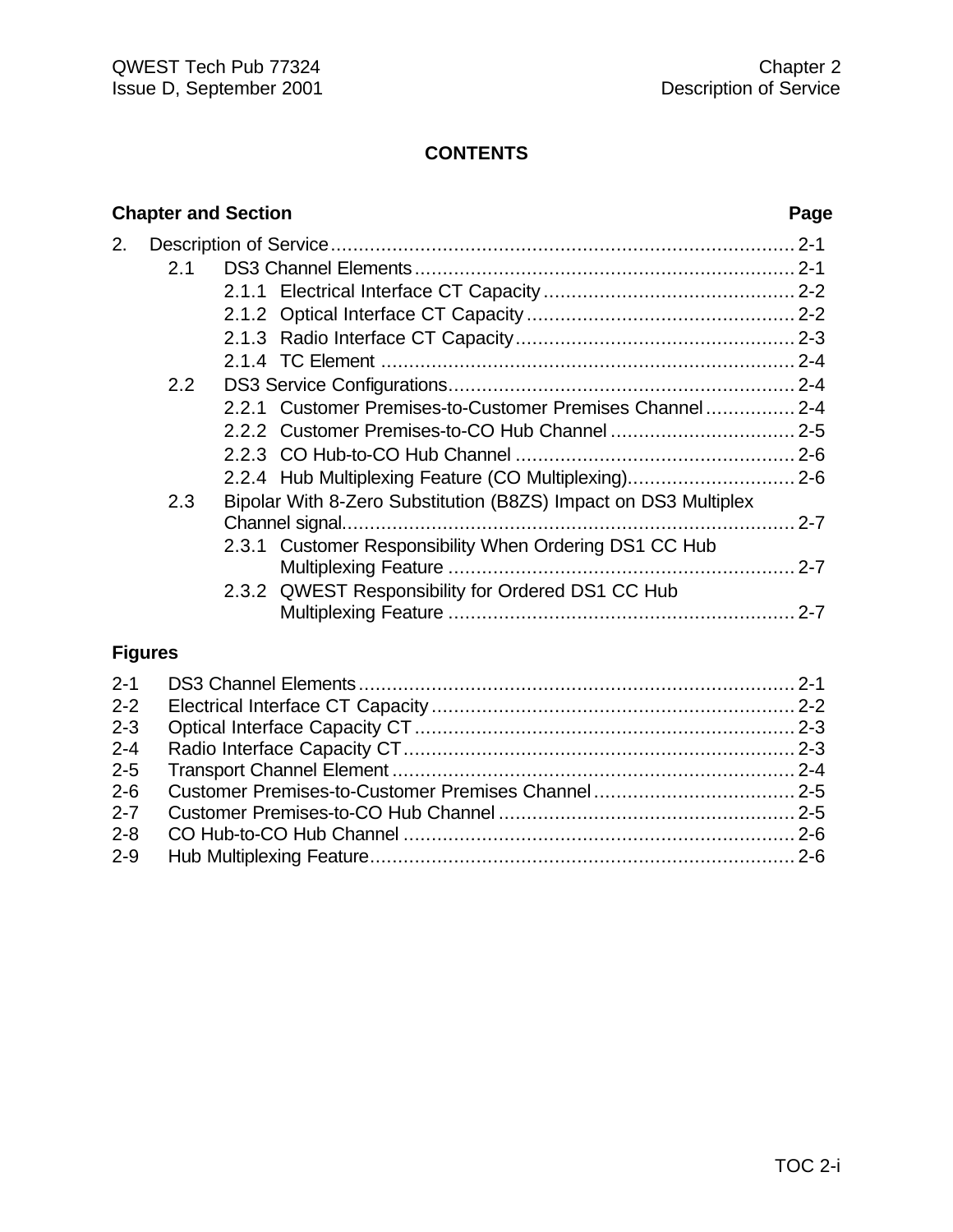# CONTENTS

| Chapter and Section | Page |
|---|---|
| 2. Description of Service | 2-1 |
| 2.1 DS3 Channel Elements | 2-1 |
| 2.1.1 Electrical Interface CT Capacity | 2-2 |
| 2.1.2 Optical Interface CT Capacity | 2-2 |
| 2.1.3 Radio Interface CT Capacity | 2-3 |
| 2.1.4 TC Element | 2-4 |
| 2.2 DS3 Service Configurations | 2-4 |
| 2.2.1 Customer Premises-to-Customer Premises Channel | 2-4 |
| 2.2.2 Customer Premises-to-CO Hub Channel | 2-5 |
| 2.2.3 CO Hub-to-CO Hub Channel | 2-6 |
| 2.2.4 Hub Multiplexing Feature (CO Multiplexing) | 2-6 |
| 2.3 Bipolar With 8-Zero Substitution (B8ZS) Impact on DS3 Multiplex Channel signal. | 2-7 |
| 2.3.1 Customer Responsibility When Ordering DS1 CC Hub Multiplexing Feature | 2-7 |
| 2.3.2 QWEST Responsibility for Ordered DS1 CC Hub Multiplexing Feature | 2-7 |

## Figures

| Figure | Title | Page |
|---|---|---|
| 2-1 | DS3 Channel Elements | 2-1 |
| 2-2 | Electrical Interface CT Capacity | 2-2 |
| 2-3 | Optical Interface Capacity CT | 2-3 |
| 2-4 | Radio Interface Capacity CT | 2-3 |
| 2-5 | Transport Channel Element | 2-4 |
| 2-6 | Customer Premises-to-Customer Premises Channel | 2-5 |
| 2-7 | Customer Premises-to-CO Hub Channel | 2-5 |
| 2-8 | CO Hub-to-CO Hub Channel | 2-6 |
| 2-9 | Hub Multiplexing Feature | 2-6 |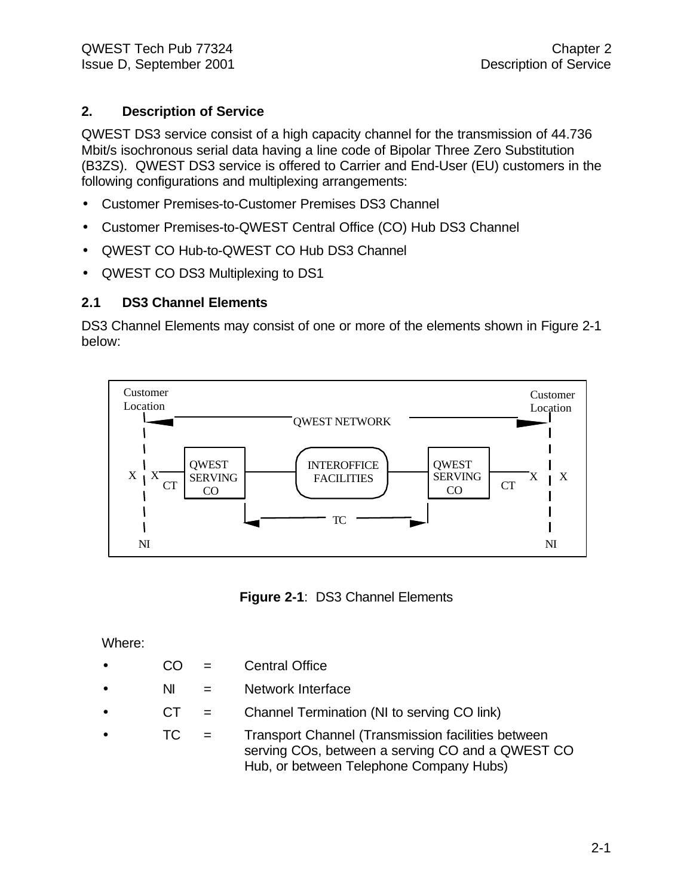## 2. Description of Service

QWEST DS3 service consist of a high capacity channel for the transmission of 44.736 Mbit/s isochronous serial data having a line code of Bipolar Three Zero Substitution (B3ZS). QWEST DS3 service is offered to Carrier and End-User (EU) customers in the following configurations and multiplexing arrangements:

- Customer Premises-to-Customer Premises DS3 Channel
- Customer Premises-to-QWEST Central Office (CO) Hub DS3 Channel
- QWEST CO Hub-to-QWEST CO Hub DS3 Channel
- QWEST CO DS3 Multiplexing to DS1

### 2.1 DS3 Channel Elements

DS3 Channel Elements may consist of one or more of the elements shown in Figure 2-1 below:

Customer Location | Customer Location | QWEST NETWORK | X X CT | QWEST SERVING CO | INTEROFFICE FACILITIES | QWEST SERVING CO | CT X X | TC | NI | NI

**Figure 2-1**: DS3 Channel Elements

Where:

- CO = Central Office
- NI = Network Interface
- CT = Channel Termination (NI to serving CO link)
- TC = Transport Channel (Transmission facilities between serving COs, between a serving CO and a QWEST CO Hub, or between Telephone Company Hubs)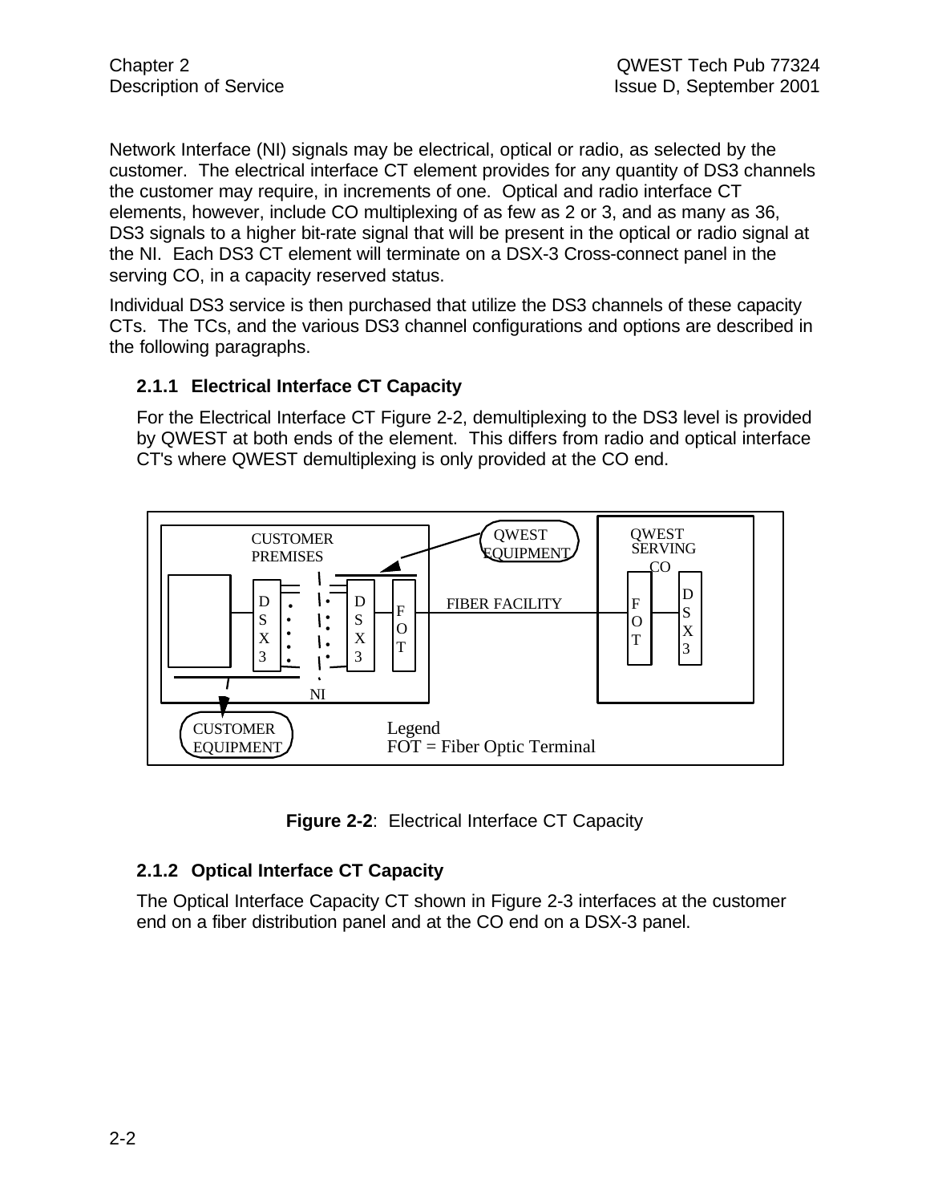Network Interface (NI) signals may be electrical, optical or radio, as selected by the customer.  The electrical interface CT element provides for any quantity of DS3 channels the customer may require, in increments of one.  Optical and radio interface CT elements, however, include CO multiplexing of as few as 2 or 3, and as many as 36, DS3 signals to a higher bit-rate signal that will be present in the optical or radio signal at the NI.  Each DS3 CT element will terminate on a DSX-3 Cross-connect panel in the serving CO, in a capacity reserved status.

Individual DS3 service is then purchased that utilize the DS3 channels of these capacity CTs.  The TCs, and the various DS3 channel configurations and options are described in the following paragraphs.

### 2.1.1 Electrical Interface CT Capacity

For the Electrical Interface CT Figure 2-2, demultiplexing to the DS3 level is provided by QWEST at both ends of the element.  This differs from radio and optical interface CT's where QWEST demultiplexing is only provided at the CO end.

CUSTOMER PREMISES

QWEST EQUIPMENT

QWEST SERVING CO

DSX3 · NI · DSX3 · FOT · FIBER FACILITY · FOT · DSX3

CUSTOMER EQUIPMENT

Legend
FOT = Fiber Optic Terminal

**Figure 2-2**:  Electrical Interface CT Capacity

### 2.1.2 Optical Interface CT Capacity

The Optical Interface Capacity CT shown in Figure 2-3 interfaces at the customer end on a fiber distribution panel and at the CO end on a DSX-3 panel.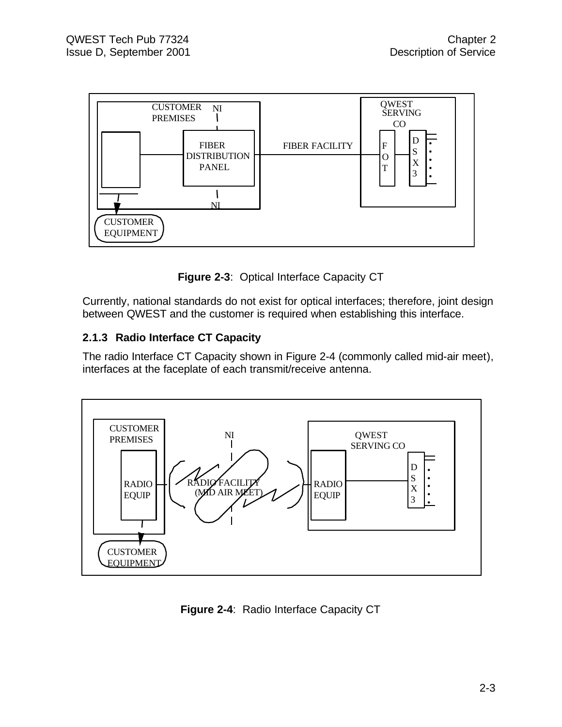Figure 2-3: Optical Interface Capacity CT

Currently, national standards do not exist for optical interfaces; therefore, joint design between QWEST and the customer is required when establishing this interface.

### 2.1.3 Radio Interface CT Capacity

The radio Interface CT Capacity shown in Figure 2-4 (commonly called mid-air meet), interfaces at the faceplate of each transmit/receive antenna.

Figure 2-4: Radio Interface Capacity CT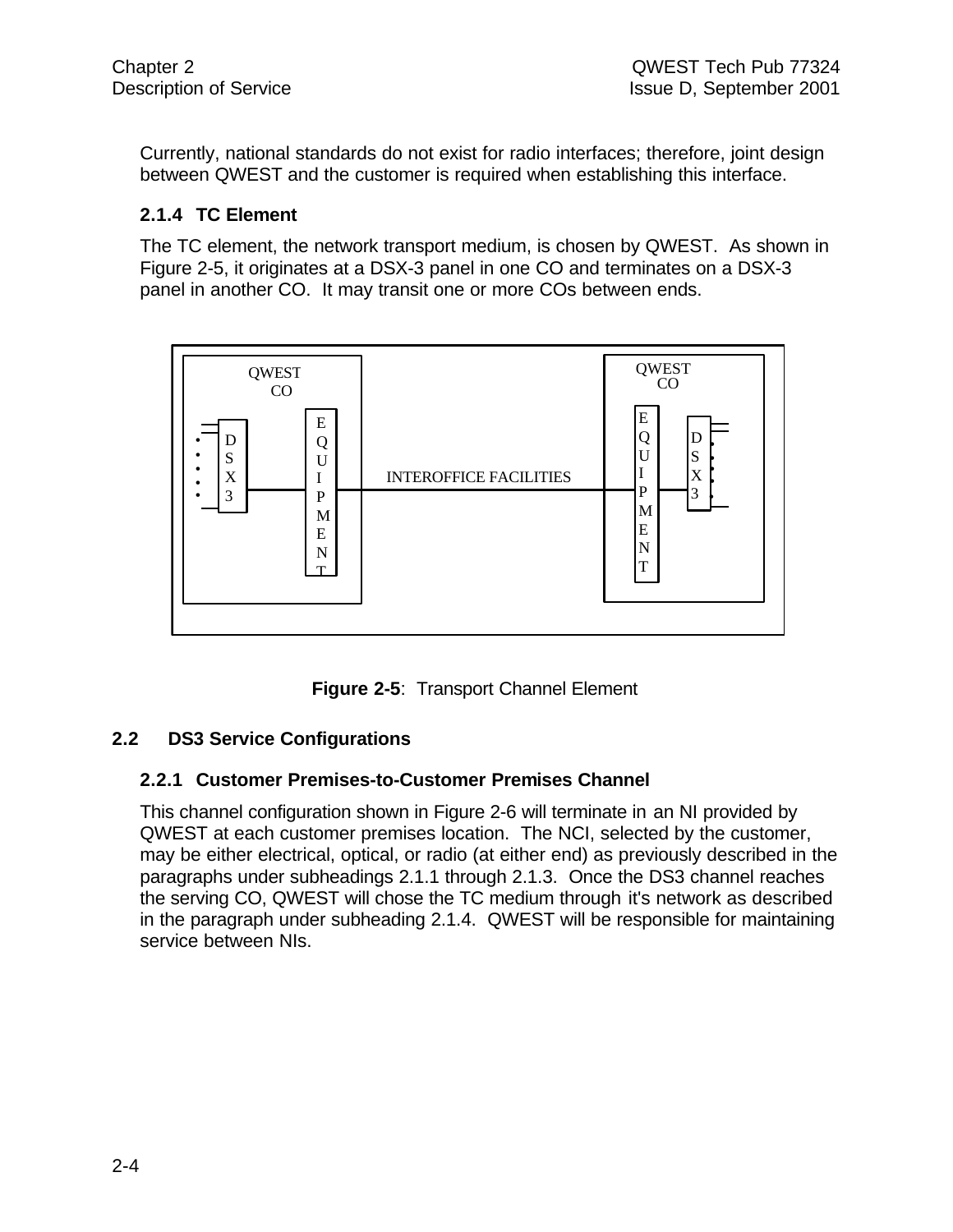Currently, national standards do not exist for radio interfaces; therefore, joint design between QWEST and the customer is required when establishing this interface.

### 2.1.4 TC Element

The TC element, the network transport medium, is chosen by QWEST. As shown in Figure 2-5, it originates at a DSX-3 panel in one CO and terminates on a DSX-3 panel in another CO. It may transit one or more COs between ends.

**Figure 2-5**: Transport Channel Element

## 2.2 DS3 Service Configurations

### 2.2.1 Customer Premises-to-Customer Premises Channel

This channel configuration shown in Figure 2-6 will terminate in an NI provided by QWEST at each customer premises location. The NCI, selected by the customer, may be either electrical, optical, or radio (at either end) as previously described in the paragraphs under subheadings 2.1.1 through 2.1.3. Once the DS3 channel reaches the serving CO, QWEST will chose the TC medium through it's network as described in the paragraph under subheading 2.1.4. QWEST will be responsible for maintaining service between NIs.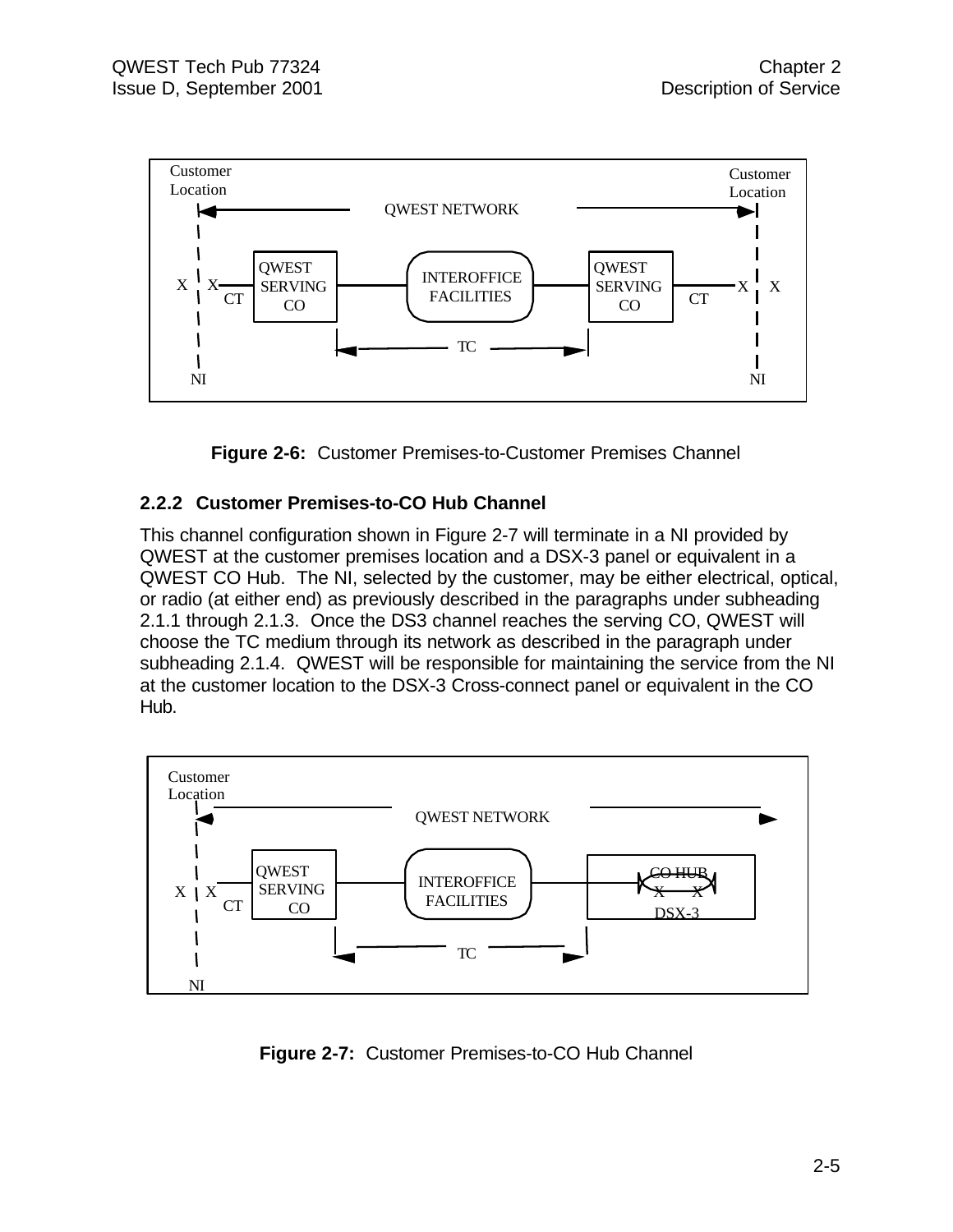**Figure 2-6:** Customer Premises-to-Customer Premises Channel

### 2.2.2 Customer Premises-to-CO Hub Channel

This channel configuration shown in Figure 2-7 will terminate in a NI provided by QWEST at the customer premises location and a DSX-3 panel or equivalent in a QWEST CO Hub. The NI, selected by the customer, may be either electrical, optical, or radio (at either end) as previously described in the paragraphs under subheading 2.1.1 through 2.1.3. Once the DS3 channel reaches the serving CO, QWEST will choose the TC medium through its network as described in the paragraph under subheading 2.1.4. QWEST will be responsible for maintaining the service from the NI at the customer location to the DSX-3 Cross-connect panel or equivalent in the CO Hub.

**Figure 2-7:** Customer Premises-to-CO Hub Channel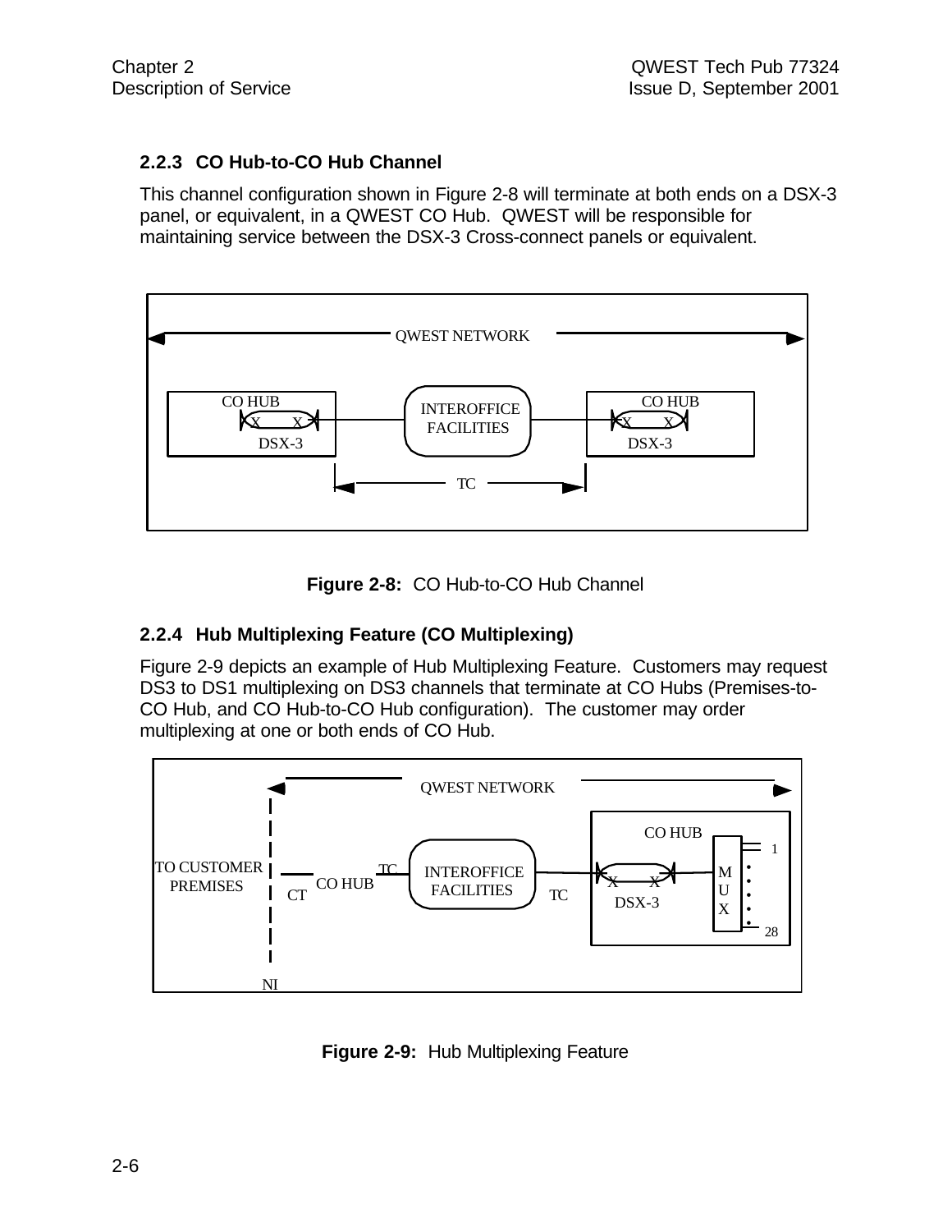### 2.2.3 CO Hub-to-CO Hub Channel

This channel configuration shown in Figure 2-8 will terminate at both ends on a DSX-3 panel, or equivalent, in a QWEST CO Hub. QWEST will be responsible for maintaining service between the DSX-3 Cross-connect panels or equivalent.

**Figure 2-8:** CO Hub-to-CO Hub Channel

### 2.2.4 Hub Multiplexing Feature (CO Multiplexing)

Figure 2-9 depicts an example of Hub Multiplexing Feature. Customers may request DS3 to DS1 multiplexing on DS3 channels that terminate at CO Hubs (Premises-to-CO Hub, and CO Hub-to-CO Hub configuration). The customer may order multiplexing at one or both ends of CO Hub.

**Figure 2-9:** Hub Multiplexing Feature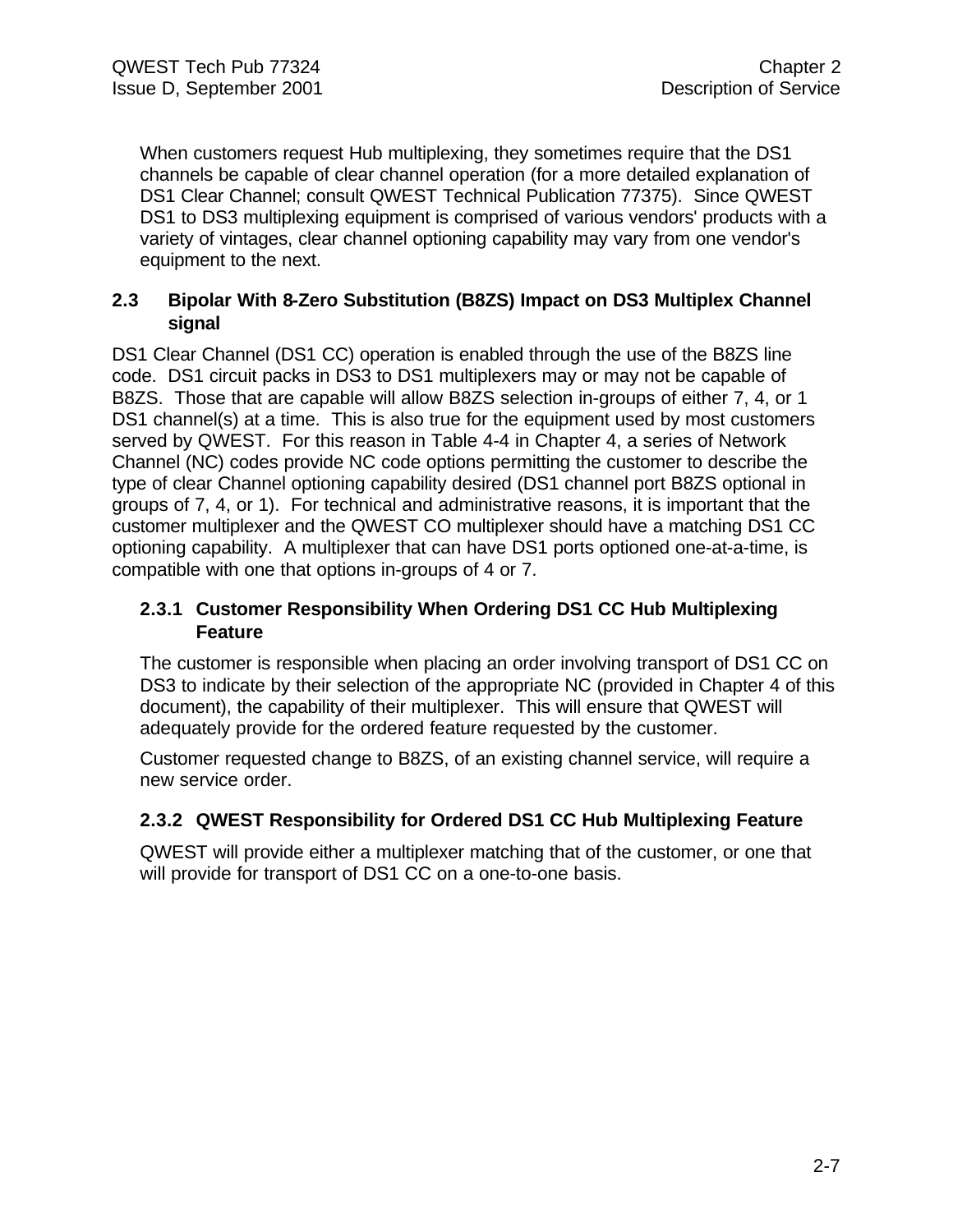When customers request Hub multiplexing, they sometimes require that the DS1 channels be capable of clear channel operation (for a more detailed explanation of DS1 Clear Channel; consult QWEST Technical Publication 77375). Since QWEST DS1 to DS3 multiplexing equipment is comprised of various vendors' products with a variety of vintages, clear channel optioning capability may vary from one vendor's equipment to the next.

## 2.3 Bipolar With 8-Zero Substitution (B8ZS) Impact on DS3 Multiplex Channel signal

DS1 Clear Channel (DS1 CC) operation is enabled through the use of the B8ZS line code. DS1 circuit packs in DS3 to DS1 multiplexers may or may not be capable of B8ZS. Those that are capable will allow B8ZS selection in-groups of either 7, 4, or 1 DS1 channel(s) at a time. This is also true for the equipment used by most customers served by QWEST. For this reason in Table 4-4 in Chapter 4, a series of Network Channel (NC) codes provide NC code options permitting the customer to describe the type of clear Channel optioning capability desired (DS1 channel port B8ZS optional in groups of 7, 4, or 1). For technical and administrative reasons, it is important that the customer multiplexer and the QWEST CO multiplexer should have a matching DS1 CC optioning capability. A multiplexer that can have DS1 ports optioned one-at-a-time, is compatible with one that options in-groups of 4 or 7.

### 2.3.1 Customer Responsibility When Ordering DS1 CC Hub Multiplexing Feature

The customer is responsible when placing an order involving transport of DS1 CC on DS3 to indicate by their selection of the appropriate NC (provided in Chapter 4 of this document), the capability of their multiplexer. This will ensure that QWEST will adequately provide for the ordered feature requested by the customer.

Customer requested change to B8ZS, of an existing channel service, will require a new service order.

### 2.3.2 QWEST Responsibility for Ordered DS1 CC Hub Multiplexing Feature

QWEST will provide either a multiplexer matching that of the customer, or one that will provide for transport of DS1 CC on a one-to-one basis.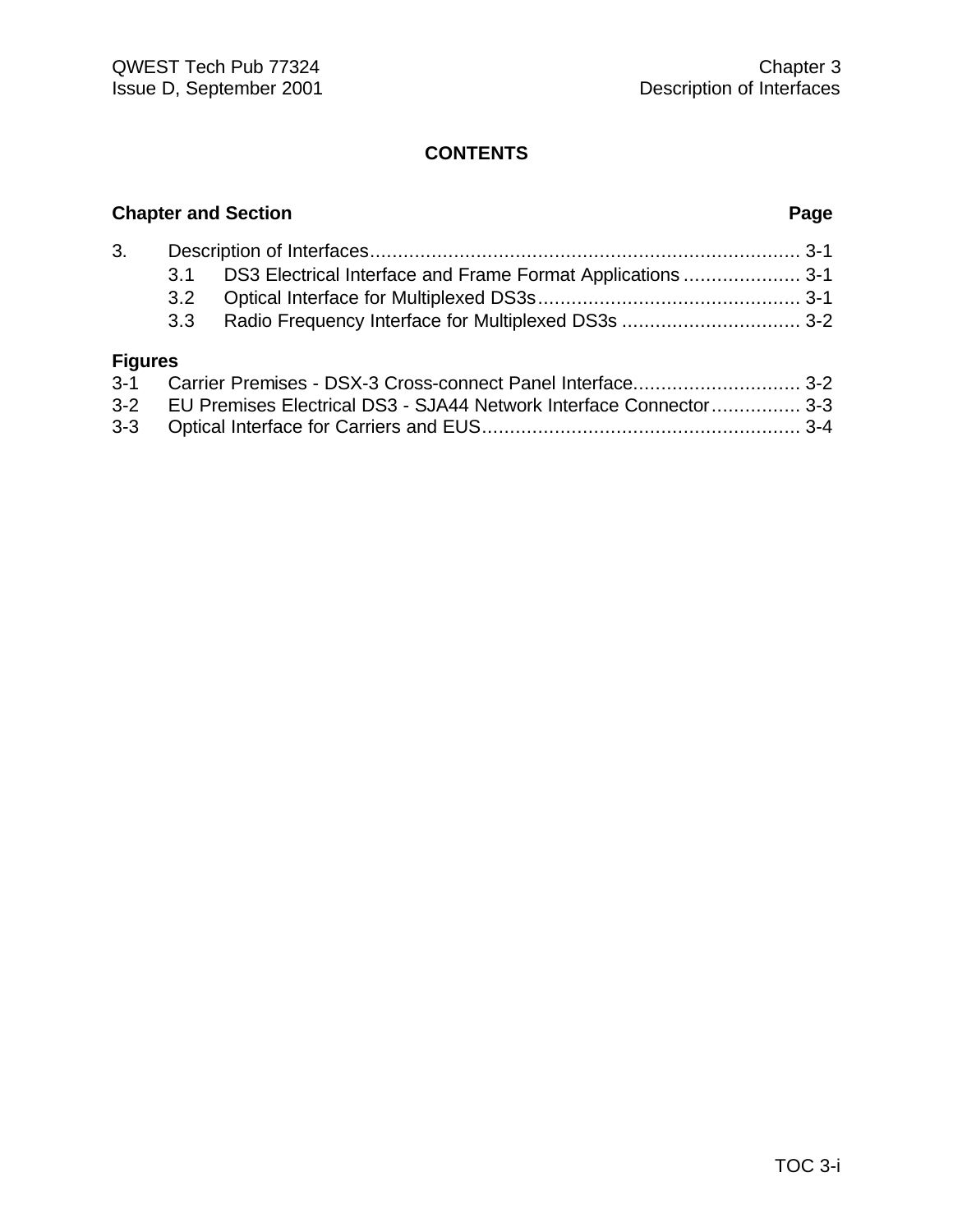# CONTENTS

| Chapter and Section | | Page |
|---|---|---|
| 3. | Description of Interfaces | 3-1 |
| 3.1 | DS3 Electrical Interface and Frame Format Applications | 3-1 |
| 3.2 | Optical Interface for Multiplexed DS3s | 3-1 |
| 3.3 | Radio Frequency Interface for Multiplexed DS3s | 3-2 |

**Figures**

| | | |
|---|---|---|
| 3-1 | Carrier Premises - DSX-3 Cross-connect Panel Interface | 3-2 |
| 3-2 | EU Premises Electrical DS3 - SJA44 Network Interface Connector | 3-3 |
| 3-3 | Optical Interface for Carriers and EUS | 3-4 |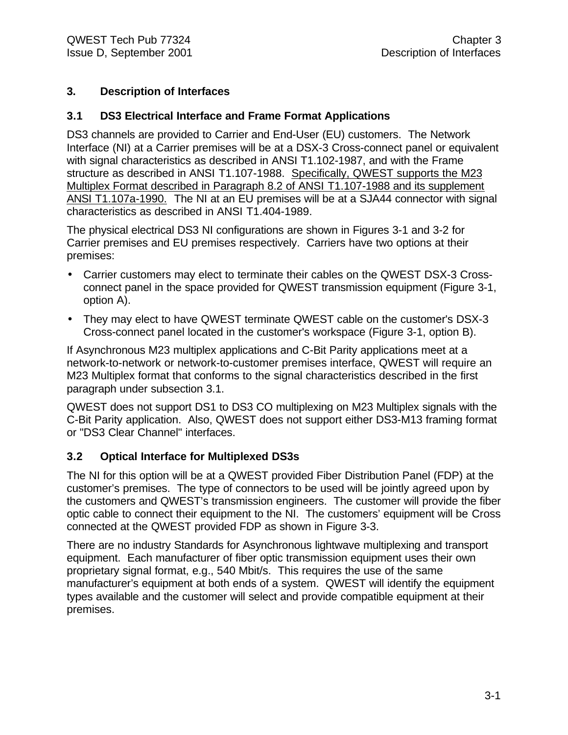# 3. Description of Interfaces

## 3.1 DS3 Electrical Interface and Frame Format Applications

DS3 channels are provided to Carrier and End-User (EU) customers. The Network Interface (NI) at a Carrier premises will be at a DSX-3 Cross-connect panel or equivalent with signal characteristics as described in ANSI T1.102-1987, and with the Frame structure as described in ANSI T1.107-1988. <u>Specifically, QWEST supports the M23 Multiplex Format described in Paragraph 8.2 of ANSI T1.107-1988 and its supplement ANSI T1.107a-1990.</u> The NI at an EU premises will be at a SJA44 connector with signal characteristics as described in ANSI T1.404-1989.

The physical electrical DS3 NI configurations are shown in Figures 3-1 and 3-2 for Carrier premises and EU premises respectively. Carriers have two options at their premises:

- Carrier customers may elect to terminate their cables on the QWEST DSX-3 Cross-connect panel in the space provided for QWEST transmission equipment (Figure 3-1, option A).
- They may elect to have QWEST terminate QWEST cable on the customer's DSX-3 Cross-connect panel located in the customer's workspace (Figure 3-1, option B).

If Asynchronous M23 multiplex applications and C-Bit Parity applications meet at a network-to-network or network-to-customer premises interface, QWEST will require an M23 Multiplex format that conforms to the signal characteristics described in the first paragraph under subsection 3.1.

QWEST does not support DS1 to DS3 CO multiplexing on M23 Multiplex signals with the C-Bit Parity application. Also, QWEST does not support either DS3-M13 framing format or "DS3 Clear Channel" interfaces.

## 3.2 Optical Interface for Multiplexed DS3s

The NI for this option will be at a QWEST provided Fiber Distribution Panel (FDP) at the customer's premises. The type of connectors to be used will be jointly agreed upon by the customers and QWEST's transmission engineers. The customer will provide the fiber optic cable to connect their equipment to the NI. The customers' equipment will be Cross connected at the QWEST provided FDP as shown in Figure 3-3.

There are no industry Standards for Asynchronous lightwave multiplexing and transport equipment. Each manufacturer of fiber optic transmission equipment uses their own proprietary signal format, e.g., 540 Mbit/s. This requires the use of the same manufacturer's equipment at both ends of a system. QWEST will identify the equipment types available and the customer will select and provide compatible equipment at their premises.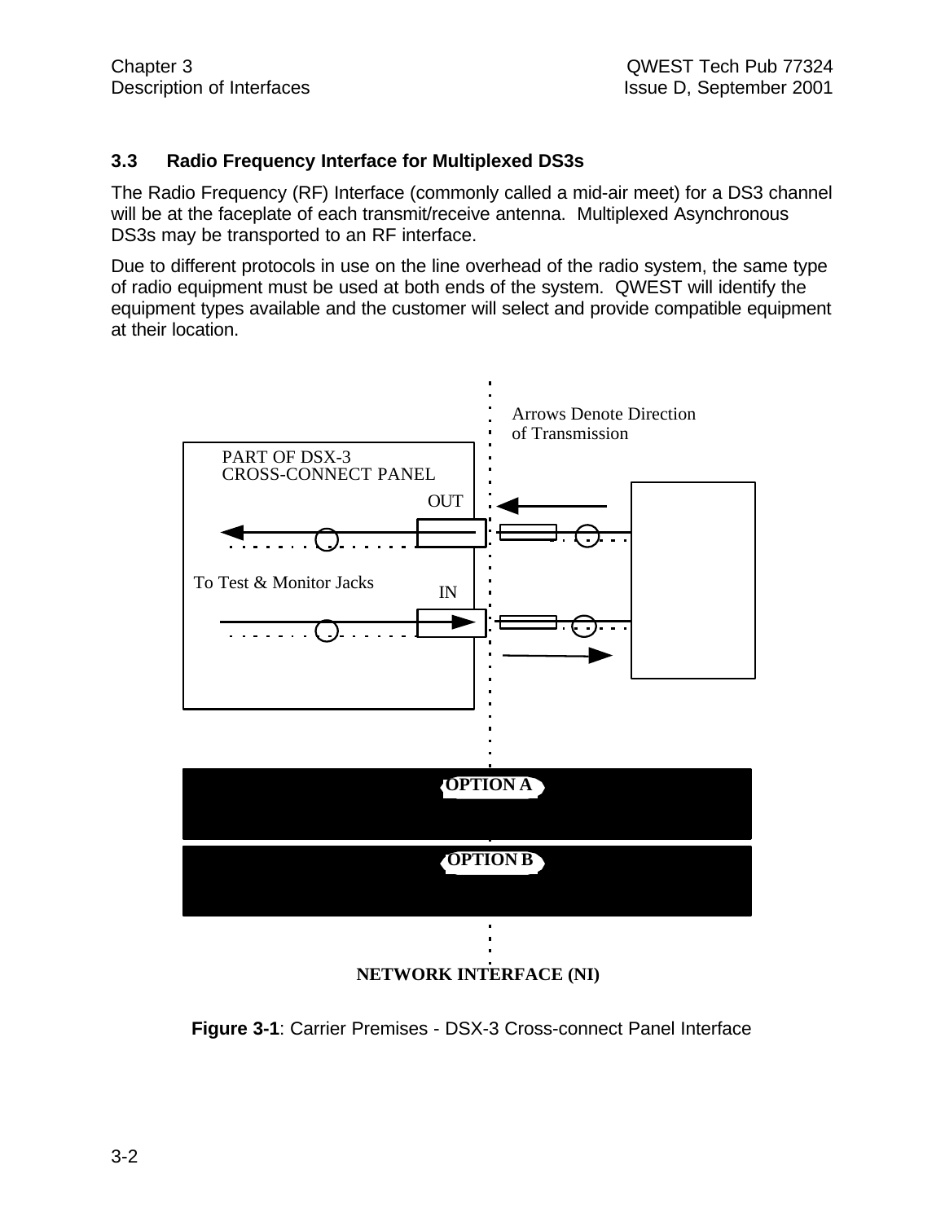### 3.3 Radio Frequency Interface for Multiplexed DS3s

The Radio Frequency (RF) Interface (commonly called a mid-air meet) for a DS3 channel will be at the faceplate of each transmit/receive antenna. Multiplexed Asynchronous DS3s may be transported to an RF interface.

Due to different protocols in use on the line overhead of the radio system, the same type of radio equipment must be used at both ends of the system. QWEST will identify the equipment types available and the customer will select and provide compatible equipment at their location.

Arrows Denote Direction of Transmission

PART OF DSX-3 CROSS-CONNECT PANEL

OUT

To Test & Monitor Jacks

IN

OPTION A

OPTION B

NETWORK INTERFACE (NI)

**Figure 3-1**: Carrier Premises - DSX-3 Cross-connect Panel Interface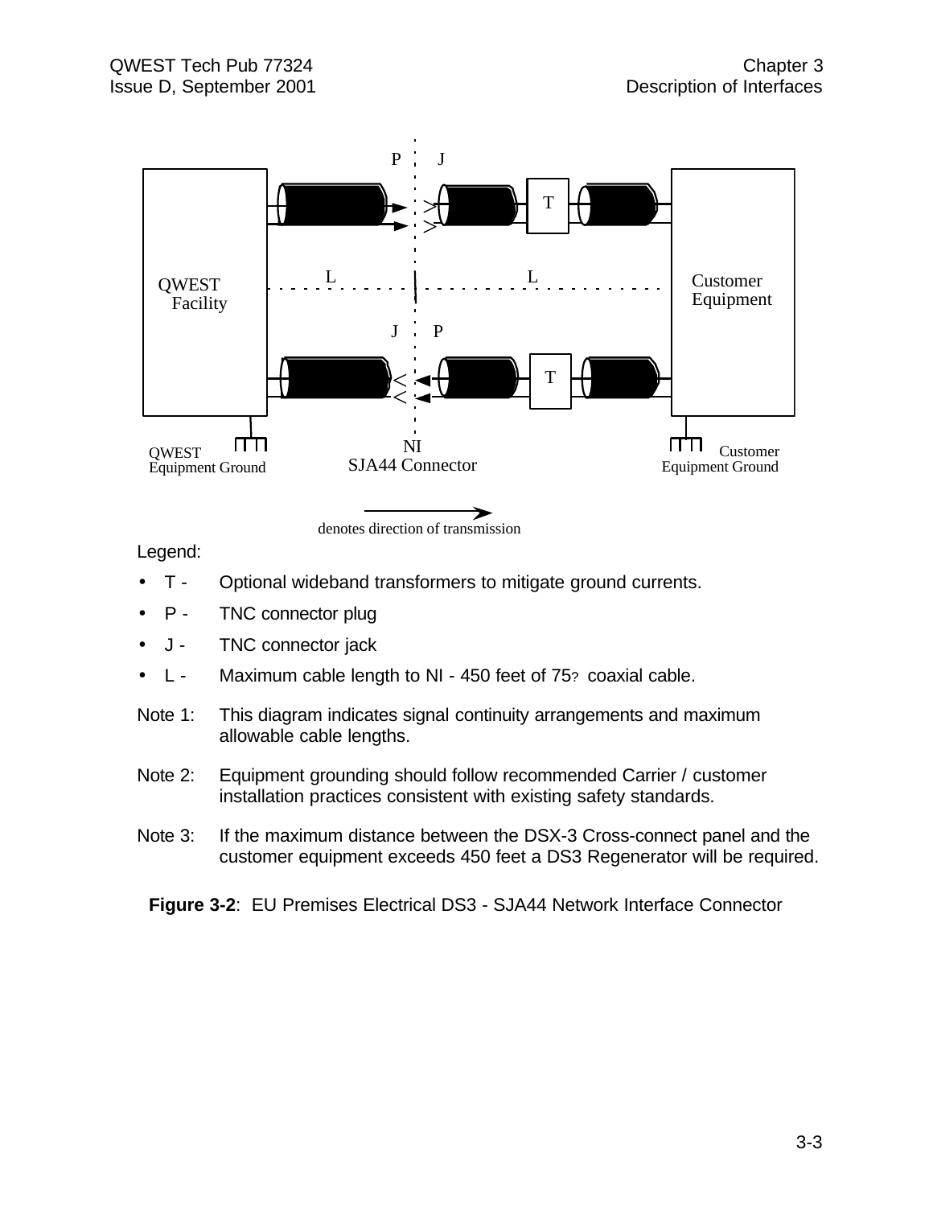Legend:

- T - Optional wideband transformers to mitigate ground currents.
- P - TNC connector plug
- J - TNC connector jack
- L - Maximum cable length to NI - 450 feet of 75? coaxial cable.

Note 1: This diagram indicates signal continuity arrangements and maximum allowable cable lengths.

Note 2: Equipment grounding should follow recommended Carrier / customer installation practices consistent with existing safety standards.

Note 3: If the maximum distance between the DSX-3 Cross-connect panel and the customer equipment exceeds 450 feet a DS3 Regenerator will be required.

**Figure 3-2**: EU Premises Electrical DS3 - SJA44 Network Interface Connector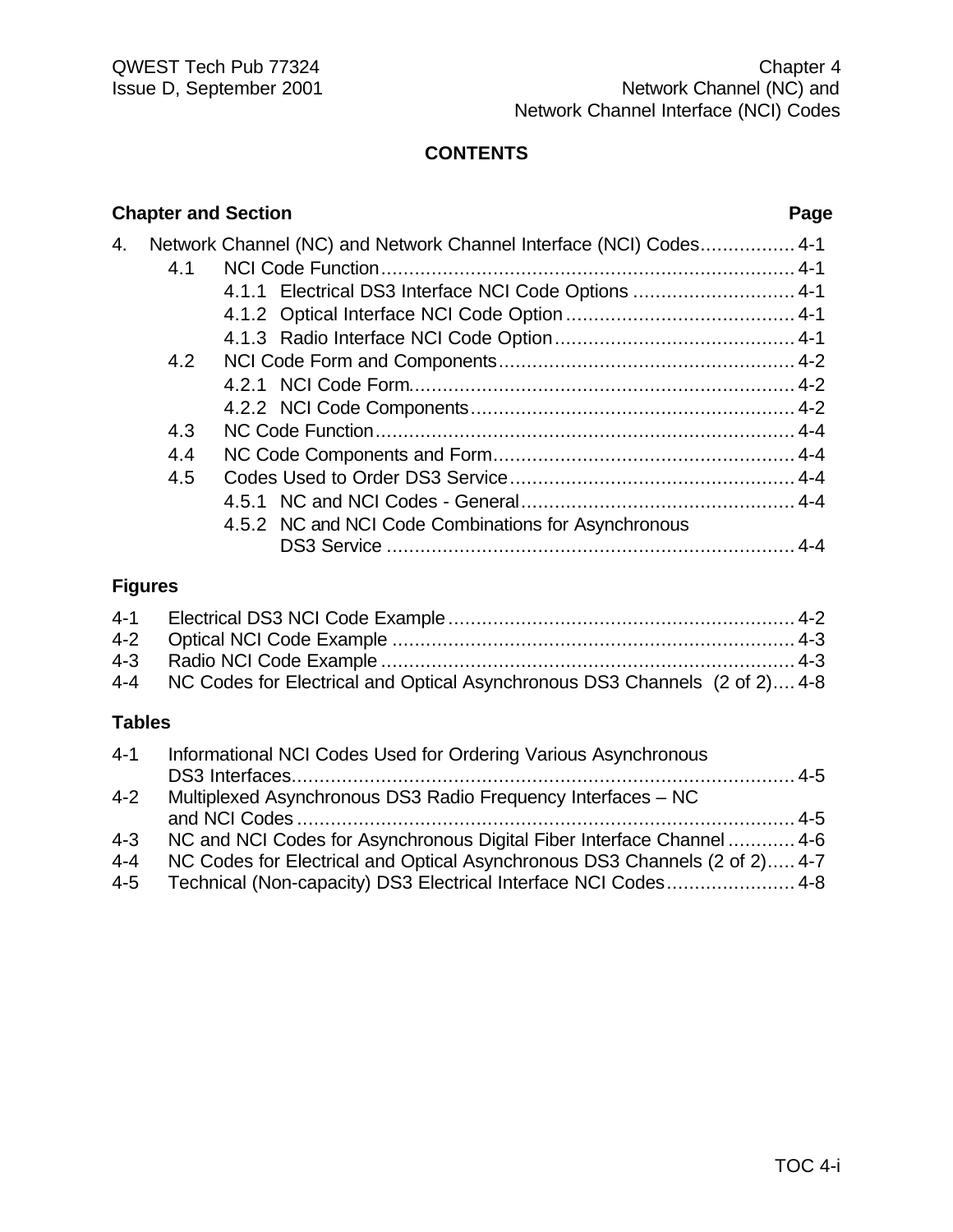# CONTENTS

| Chapter and Section | Page |
|---|---|
| 4. Network Channel (NC) and Network Channel Interface (NCI) Codes | 4-1 |
| 4.1 NCI Code Function | 4-1 |
| 4.1.1 Electrical DS3 Interface NCI Code Options | 4-1 |
| 4.1.2 Optical Interface NCI Code Option | 4-1 |
| 4.1.3 Radio Interface NCI Code Option | 4-1 |
| 4.2 NCI Code Form and Components | 4-2 |
| 4.2.1 NCI Code Form | 4-2 |
| 4.2.2 NCI Code Components | 4-2 |
| 4.3 NC Code Function | 4-4 |
| 4.4 NC Code Components and Form | 4-4 |
| 4.5 Codes Used to Order DS3 Service | 4-4 |
| 4.5.1 NC and NCI Codes - General | 4-4 |
| 4.5.2 NC and NCI Code Combinations for Asynchronous DS3 Service | 4-4 |

## Figures

| Figure | Title | Page |
|---|---|---|
| 4-1 | Electrical DS3 NCI Code Example | 4-2 |
| 4-2 | Optical NCI Code Example | 4-3 |
| 4-3 | Radio NCI Code Example | 4-3 |
| 4-4 | NC Codes for Electrical and Optical Asynchronous DS3 Channels (2 of 2) | 4-8 |

## Tables

| Table | Title | Page |
|---|---|---|
| 4-1 | Informational NCI Codes Used for Ordering Various Asynchronous DS3 Interfaces | 4-5 |
| 4-2 | Multiplexed Asynchronous DS3 Radio Frequency Interfaces – NC and NCI Codes | 4-5 |
| 4-3 | NC and NCI Codes for Asynchronous Digital Fiber Interface Channel | 4-6 |
| 4-4 | NC Codes for Electrical and Optical Asynchronous DS3 Channels (2 of 2) | 4-7 |
| 4-5 | Technical (Non-capacity) DS3 Electrical Interface NCI Codes | 4-8 |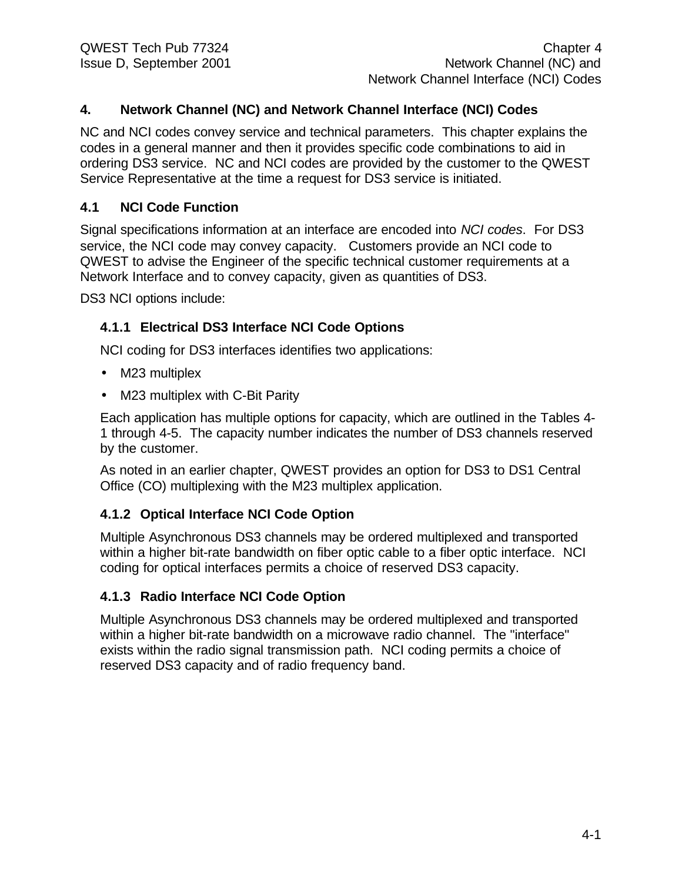# 4. Network Channel (NC) and Network Channel Interface (NCI) Codes

NC and NCI codes convey service and technical parameters. This chapter explains the codes in a general manner and then it provides specific code combinations to aid in ordering DS3 service. NC and NCI codes are provided by the customer to the QWEST Service Representative at the time a request for DS3 service is initiated.

## 4.1 NCI Code Function

Signal specifications information at an interface are encoded into *NCI codes*. For DS3 service, the NCI code may convey capacity. Customers provide an NCI code to QWEST to advise the Engineer of the specific technical customer requirements at a Network Interface and to convey capacity, given as quantities of DS3.

DS3 NCI options include:

### 4.1.1 Electrical DS3 Interface NCI Code Options

NCI coding for DS3 interfaces identifies two applications:

- M23 multiplex
- M23 multiplex with C-Bit Parity

Each application has multiple options for capacity, which are outlined in the Tables 4-1 through 4-5. The capacity number indicates the number of DS3 channels reserved by the customer.

As noted in an earlier chapter, QWEST provides an option for DS3 to DS1 Central Office (CO) multiplexing with the M23 multiplex application.

### 4.1.2 Optical Interface NCI Code Option

Multiple Asynchronous DS3 channels may be ordered multiplexed and transported within a higher bit-rate bandwidth on fiber optic cable to a fiber optic interface. NCI coding for optical interfaces permits a choice of reserved DS3 capacity.

### 4.1.3 Radio Interface NCI Code Option

Multiple Asynchronous DS3 channels may be ordered multiplexed and transported within a higher bit-rate bandwidth on a microwave radio channel. The "interface" exists within the radio signal transmission path. NCI coding permits a choice of reserved DS3 capacity and of radio frequency band.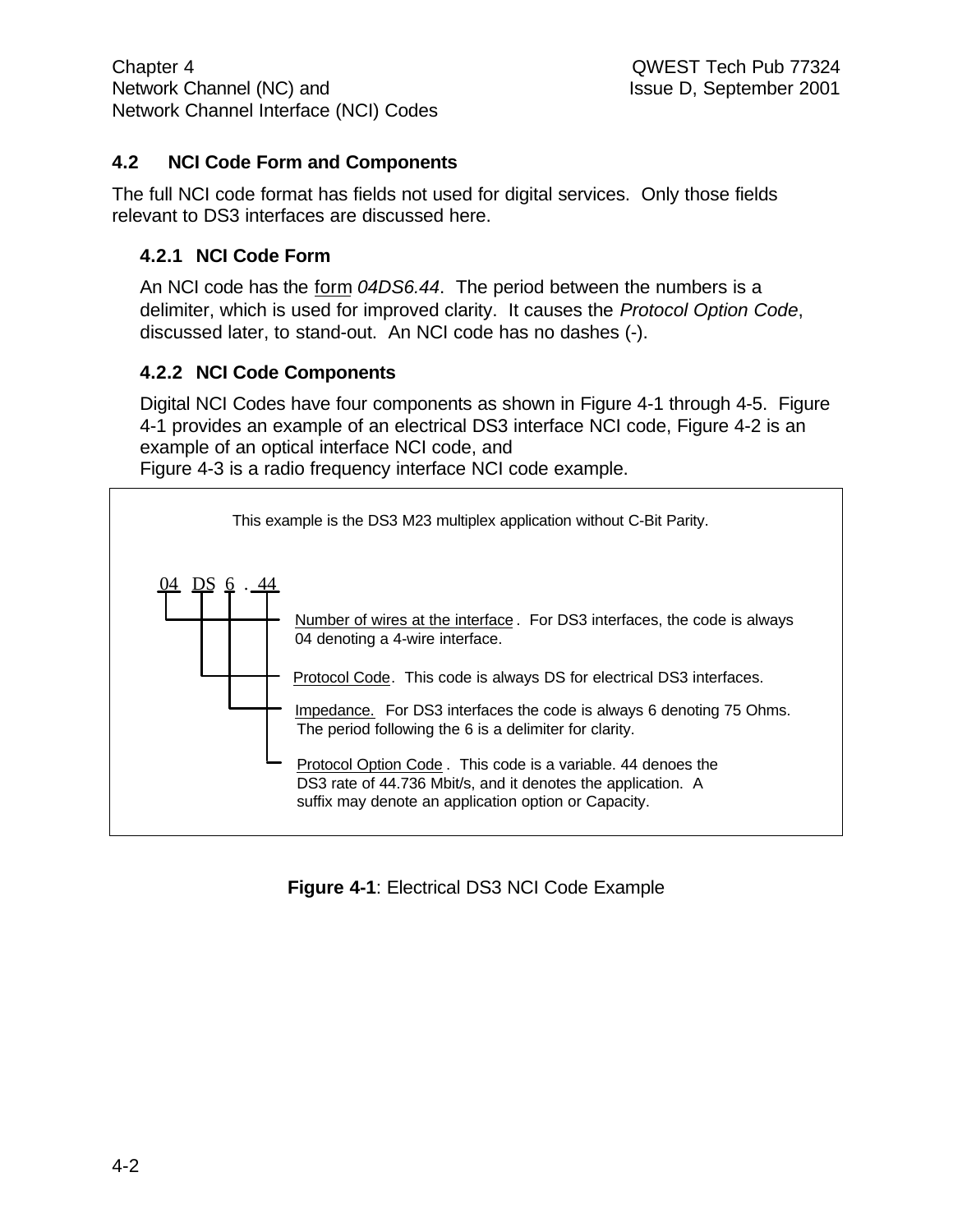## 4.2 NCI Code Form and Components

The full NCI code format has fields not used for digital services. Only those fields relevant to DS3 interfaces are discussed here.

### 4.2.1 NCI Code Form

An NCI code has the form *04DS6.44*. The period between the numbers is a delimiter, which is used for improved clarity. It causes the *Protocol Option Code*, discussed later, to stand-out. An NCI code has no dashes (-).

### 4.2.2 NCI Code Components

Digital NCI Codes have four components as shown in Figure 4-1 through 4-5. Figure 4-1 provides an example of an electrical DS3 interface NCI code, Figure 4-2 is an example of an optical interface NCI code, and Figure 4-3 is a radio frequency interface NCI code example.

This example is the DS3 M23 multiplex application without C-Bit Parity.

04 DS 6 . 44

- Number of wires at the interface. For DS3 interfaces, the code is always 04 denoting a 4-wire interface.
- Protocol Code. This code is always DS for electrical DS3 interfaces.
- Impedance. For DS3 interfaces the code is always 6 denoting 75 Ohms. The period following the 6 is a delimiter for clarity.
- Protocol Option Code. This code is a variable. 44 denoes the DS3 rate of 44.736 Mbit/s, and it denotes the application. A suffix may denote an application option or Capacity.

**Figure 4-1**: Electrical DS3 NCI Code Example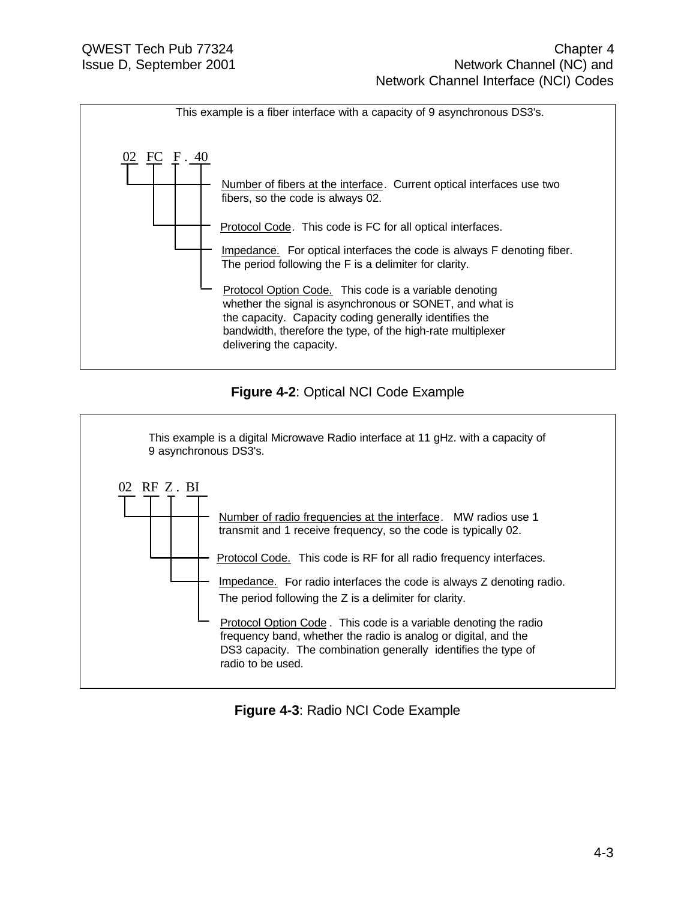This example is a fiber interface with a capacity of 9 asynchronous DS3's.

```
02  FC  F . 40
```

- Number of fibers at the interface. Current optical interfaces use two fibers, so the code is always 02.
- Protocol Code. This code is FC for all optical interfaces.
- Impedance. For optical interfaces the code is always F denoting fiber. The period following the F is a delimiter for clarity.
- Protocol Option Code. This code is a variable denoting whether the signal is asynchronous or SONET, and what is the capacity. Capacity coding generally identifies the bandwidth, therefore the type, of the high-rate multiplexer delivering the capacity.

**Figure 4-2**: Optical NCI Code Example

This example is a digital Microwave Radio interface at 11 gHz. with a capacity of 9 asynchronous DS3's.

```
02  RF  Z . BI
```

- Number of radio frequencies at the interface. MW radios use 1 transmit and 1 receive frequency, so the code is typically 02.
- Protocol Code. This code is RF for all radio frequency interfaces.
- Impedance. For radio interfaces the code is always Z denoting radio. The period following the Z is a delimiter for clarity.
- Protocol Option Code . This code is a variable denoting the radio frequency band, whether the radio is analog or digital, and the DS3 capacity. The combination generally identifies the type of radio to be used.

**Figure 4-3**: Radio NCI Code Example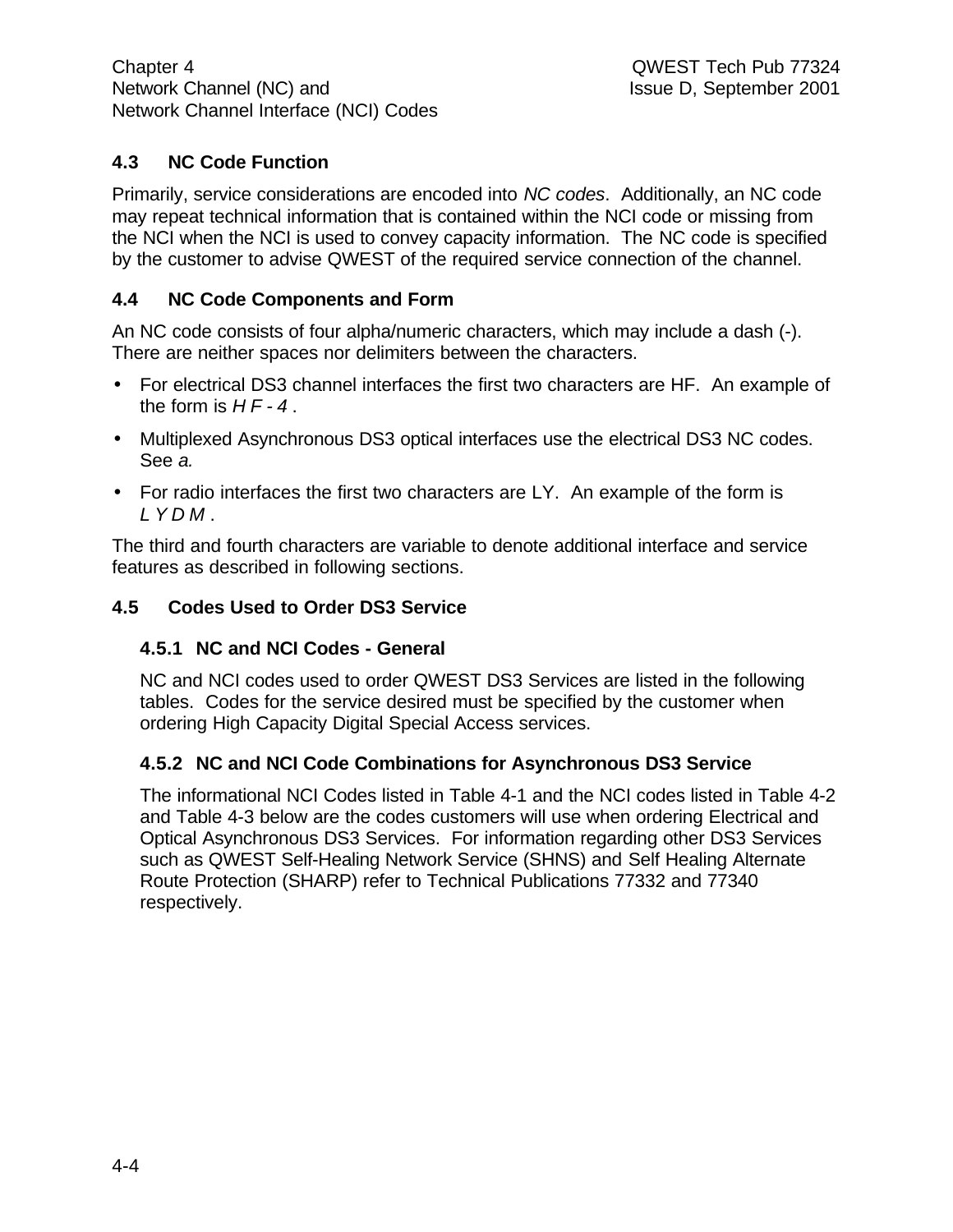### 4.3 NC Code Function

Primarily, service considerations are encoded into *NC codes*. Additionally, an NC code may repeat technical information that is contained within the NCI code or missing from the NCI when the NCI is used to convey capacity information. The NC code is specified by the customer to advise QWEST of the required service connection of the channel.

### 4.4 NC Code Components and Form

An NC code consists of four alpha/numeric characters, which may include a dash (-). There are neither spaces nor delimiters between the characters.

- For electrical DS3 channel interfaces the first two characters are HF. An example of the form is *H F - 4* .
- Multiplexed Asynchronous DS3 optical interfaces use the electrical DS3 NC codes. See *a.*
- For radio interfaces the first two characters are LY. An example of the form is *L Y D M* .

The third and fourth characters are variable to denote additional interface and service features as described in following sections.

### 4.5 Codes Used to Order DS3 Service

#### 4.5.1 NC and NCI Codes - General

NC and NCI codes used to order QWEST DS3 Services are listed in the following tables. Codes for the service desired must be specified by the customer when ordering High Capacity Digital Special Access services.

#### 4.5.2 NC and NCI Code Combinations for Asynchronous DS3 Service

The informational NCI Codes listed in Table 4-1 and the NCI codes listed in Table 4-2 and Table 4-3 below are the codes customers will use when ordering Electrical and Optical Asynchronous DS3 Services. For information regarding other DS3 Services such as QWEST Self-Healing Network Service (SHNS) and Self Healing Alternate Route Protection (SHARP) refer to Technical Publications 77332 and 77340 respectively.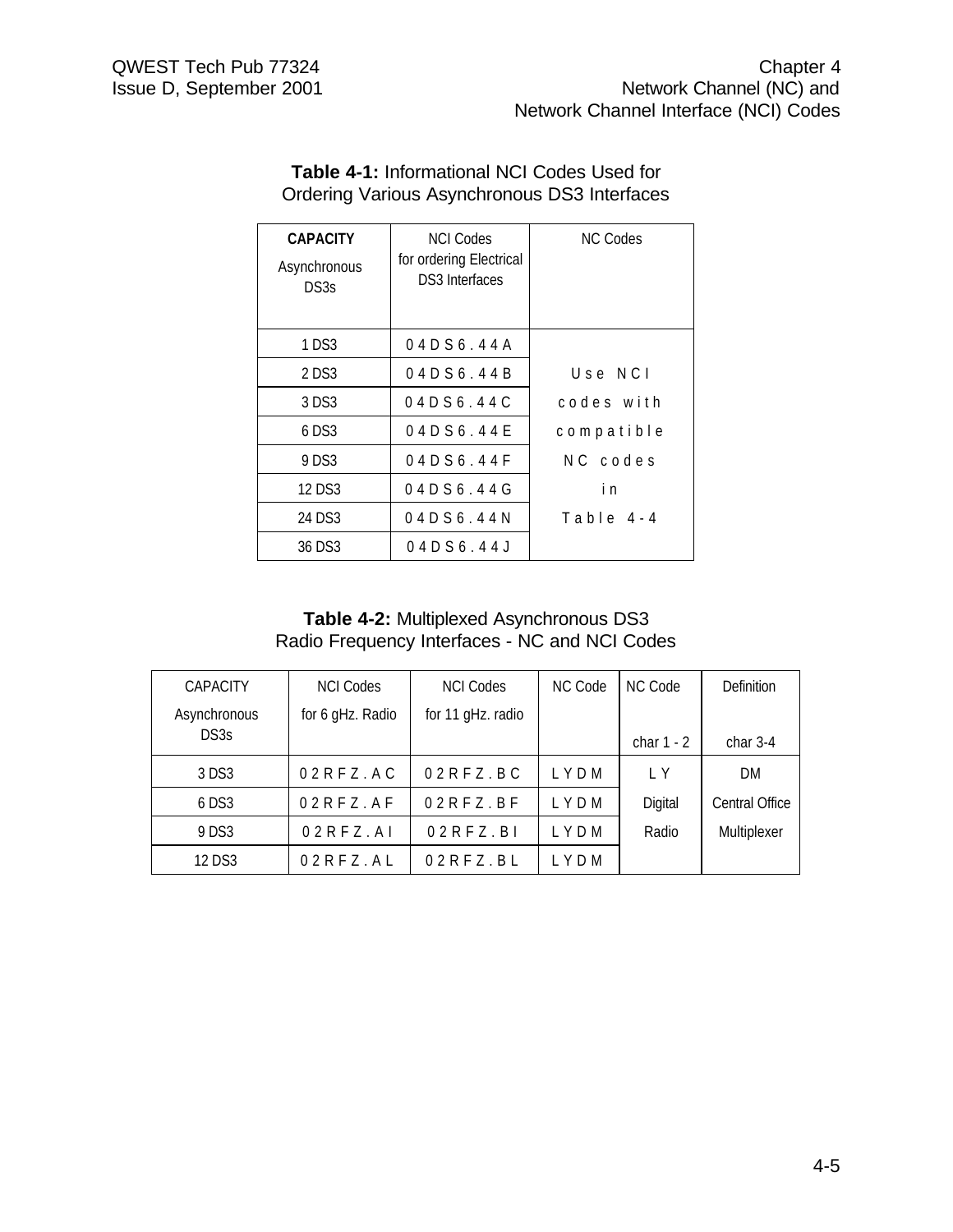**Table 4-1:** Informational NCI Codes Used for Ordering Various Asynchronous DS3 Interfaces

| **CAPACITY** Asynchronous DS3s | NCI Codes for ordering Electrical DS3 Interfaces | NC Codes |
|---|---|---|
| 1 DS3 | 04DS6.44A | Use NCI codes with compatible NC codes in Table 4-4 |
| 2 DS3 | 04DS6.44B | |
| 3 DS3 | 04DS6.44C | |
| 6 DS3 | 04DS6.44E | |
| 9 DS3 | 04DS6.44F | |
| 12 DS3 | 04DS6.44G | |
| 24 DS3 | 04DS6.44N | |
| 36 DS3 | 04DS6.44J | |

**Table 4-2:** Multiplexed Asynchronous DS3 Radio Frequency Interfaces - NC and NCI Codes

| CAPACITY Asynchronous DS3s | NCI Codes for 6 gHz. Radio | NCI Codes for 11 gHz. radio | NC Code | NC Code char 1 - 2 | Definition char 3-4 |
|---|---|---|---|---|---|
| 3 DS3 | 02RFZ.AC | 02RFZ.BC | LYDM | LY | DM |
| 6 DS3 | 02RFZ.AF | 02RFZ.BF | LYDM | Digital | Central Office |
| 9 DS3 | 02RFZ.AI | 02RFZ.BI | LYDM | Radio | Multiplexer |
| 12 DS3 | 02RFZ.AL | 02RFZ.BL | LYDM | | |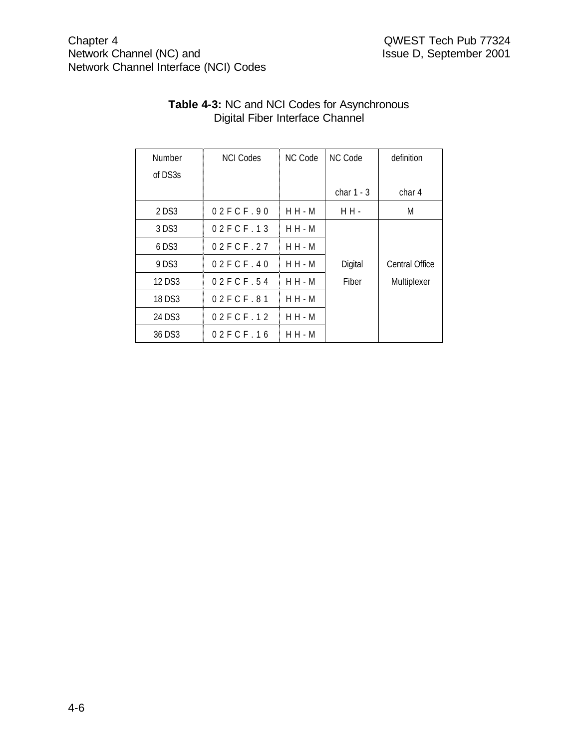**Table 4-3:** NC and NCI Codes for Asynchronous Digital Fiber Interface Channel

| Number of DS3s | NCI Codes | NC Code | NC Code char 1 - 3 | definition char 4 |
|---|---|---|---|---|
| 2 DS3 | 0 2 F C F . 9 0 | H H - M | H H - | M |
| 3 DS3 | 0 2 F C F . 1 3 | H H - M | Digital Fiber | Central Office Multiplexer |
| 6 DS3 | 0 2 F C F . 2 7 | H H - M | | |
| 9 DS3 | 0 2 F C F . 4 0 | H H - M | | |
| 12 DS3 | 0 2 F C F . 5 4 | H H - M | | |
| 18 DS3 | 0 2 F C F . 8 1 | H H - M | | |
| 24 DS3 | 0 2 F C F . 1 2 | H H - M | | |
| 36 DS3 | 0 2 F C F . 1 6 | H H - M | | |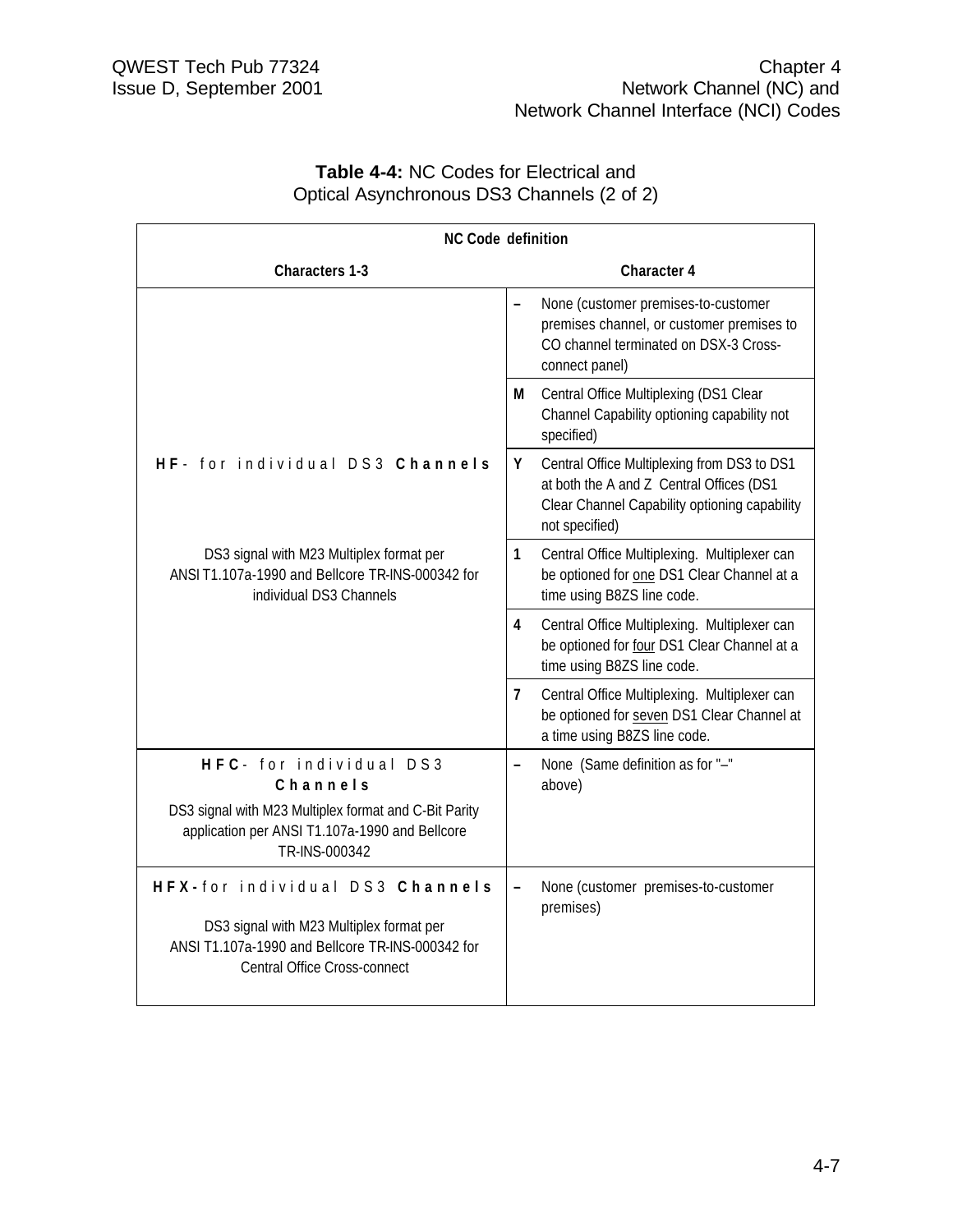**Table 4-4:** NC Codes for Electrical and Optical Asynchronous DS3 Channels (2 of 2)

| NC Code definition | | |
|---|---|---|
| **Characters 1-3** | **Character 4** | |
| **HF** - for individual DS3 **Channels**<br><br>DS3 signal with M23 Multiplex format per ANSI T1.107a-1990 and Bellcore TR-INS-000342 for individual DS3 Channels | – | None (customer premises-to-customer premises channel, or customer premises to CO channel terminated on DSX-3 Cross-connect panel) |
| | M | Central Office Multiplexing (DS1 Clear Channel Capability optioning capability not specified) |
| | Y | Central Office Multiplexing from DS3 to DS1 at both the A and Z Central Offices (DS1 Clear Channel Capability optioning capability not specified) |
| | 1 | Central Office Multiplexing. Multiplexer can be optioned for one DS1 Clear Channel at a time using B8ZS line code. |
| | 4 | Central Office Multiplexing. Multiplexer can be optioned for four DS1 Clear Channel at a time using B8ZS line code. |
| | 7 | Central Office Multiplexing. Multiplexer can be optioned for seven DS1 Clear Channel at a time using B8ZS line code. |
| **HFC** - for individual DS3 **Channels**<br><br>DS3 signal with M23 Multiplex format and C-Bit Parity application per ANSI T1.107a-1990 and Bellcore TR-INS-000342 | – | None (Same definition as for "–" above) |
| **HFX** - for individual DS3 **Channels**<br><br>DS3 signal with M23 Multiplex format per ANSI T1.107a-1990 and Bellcore TR-INS-000342 for Central Office Cross-connect | – | None (customer premises-to-customer premises) |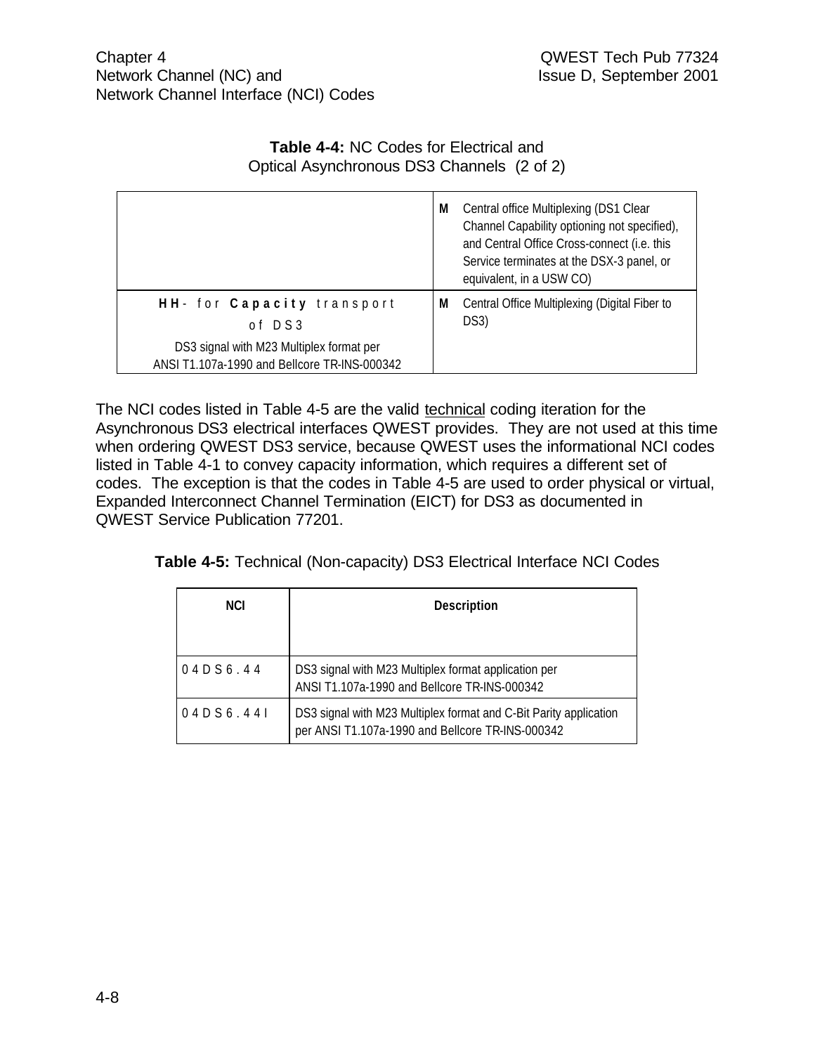**Table 4-4:** NC Codes for Electrical and Optical Asynchronous DS3 Channels (2 of 2)

| | | |
|---|---|---|
| | **M** | Central office Multiplexing (DS1 Clear Channel Capability optioning not specified), and Central Office Cross-connect (i.e. this Service terminates at the DSX-3 panel, or equivalent, in a USW CO) |
| **HH** - for **Capacity** transport of DS3<br>DS3 signal with M23 Multiplex format per ANSI T1.107a-1990 and Bellcore TR-INS-000342 | **M** | Central Office Multiplexing (Digital Fiber to DS3) |

The NCI codes listed in Table 4-5 are the valid technical coding iteration for the Asynchronous DS3 electrical interfaces QWEST provides. They are not used at this time when ordering QWEST DS3 service, because QWEST uses the informational NCI codes listed in Table 4-1 to convey capacity information, which requires a different set of codes. The exception is that the codes in Table 4-5 are used to order physical or virtual, Expanded Interconnect Channel Termination (EICT) for DS3 as documented in QWEST Service Publication 77201.

**Table 4-5:** Technical (Non-capacity) DS3 Electrical Interface NCI Codes

| NCI | Description |
|---|---|
| 04DS6.44 | DS3 signal with M23 Multiplex format application per ANSI T1.107a-1990 and Bellcore TR-INS-000342 |
| 04DS6.44I | DS3 signal with M23 Multiplex format and C-Bit Parity application per ANSI T1.107a-1990 and Bellcore TR-INS-000342 |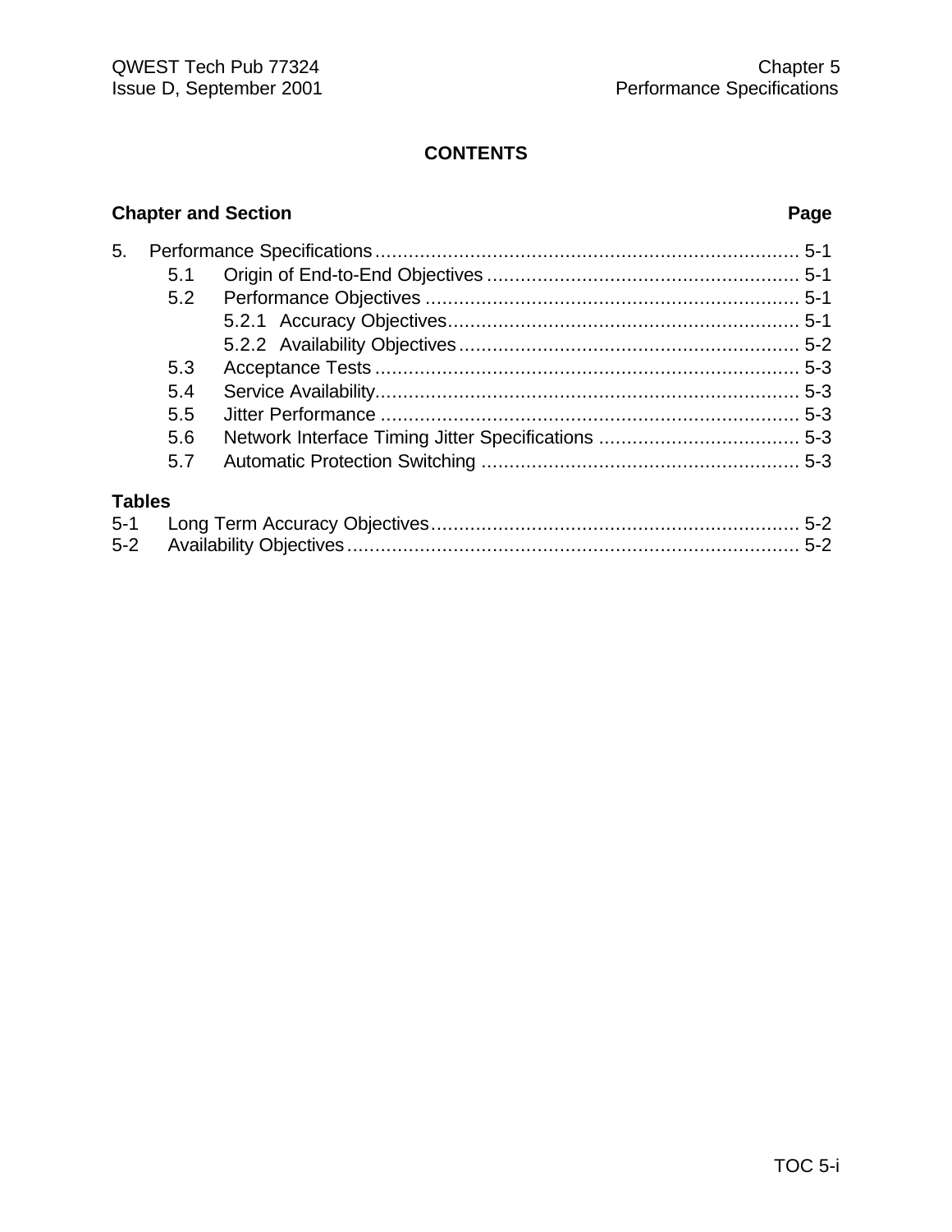## CONTENTS

| Chapter and Section | Page |
|---|---|
| 5. Performance Specifications | 5-1 |
| 5.1 Origin of End-to-End Objectives | 5-1 |
| 5.2 Performance Objectives | 5-1 |
| 5.2.1 Accuracy Objectives | 5-1 |
| 5.2.2 Availability Objectives | 5-2 |
| 5.3 Acceptance Tests | 5-3 |
| 5.4 Service Availability | 5-3 |
| 5.5 Jitter Performance | 5-3 |
| 5.6 Network Interface Timing Jitter Specifications | 5-3 |
| 5.7 Automatic Protection Switching | 5-3 |

**Tables**

| | | |
|---|---|---|
| 5-1 | Long Term Accuracy Objectives | 5-2 |
| 5-2 | Availability Objectives | 5-2 |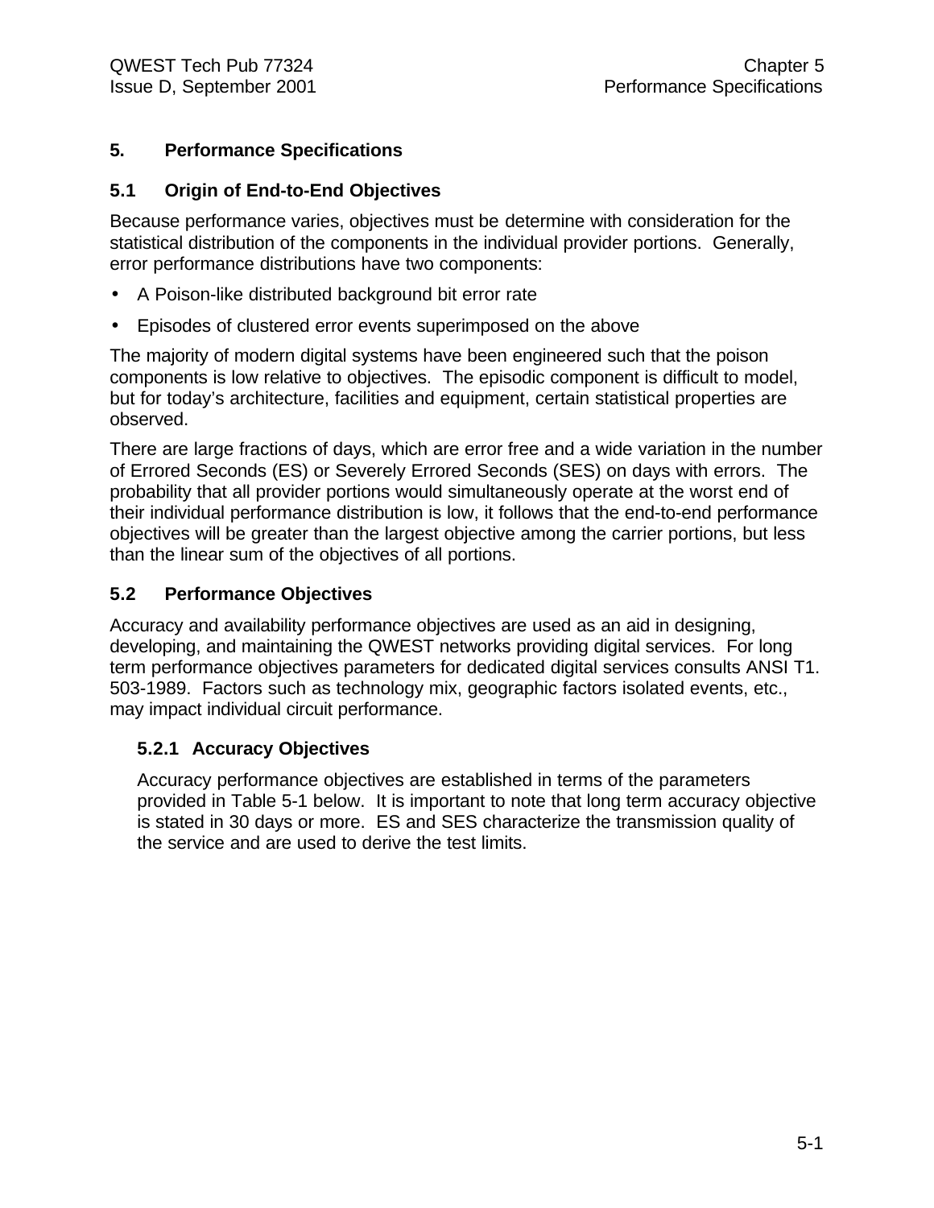# 5. Performance Specifications

## 5.1 Origin of End-to-End Objectives

Because performance varies, objectives must be determine with consideration for the statistical distribution of the components in the individual provider portions. Generally, error performance distributions have two components:

- A Poison-like distributed background bit error rate
- Episodes of clustered error events superimposed on the above

The majority of modern digital systems have been engineered such that the poison components is low relative to objectives. The episodic component is difficult to model, but for today's architecture, facilities and equipment, certain statistical properties are observed.

There are large fractions of days, which are error free and a wide variation in the number of Errored Seconds (ES) or Severely Errored Seconds (SES) on days with errors. The probability that all provider portions would simultaneously operate at the worst end of their individual performance distribution is low, it follows that the end-to-end performance objectives will be greater than the largest objective among the carrier portions, but less than the linear sum of the objectives of all portions.

## 5.2 Performance Objectives

Accuracy and availability performance objectives are used as an aid in designing, developing, and maintaining the QWEST networks providing digital services. For long term performance objectives parameters for dedicated digital services consults ANSI T1. 503-1989. Factors such as technology mix, geographic factors isolated events, etc., may impact individual circuit performance.

### 5.2.1 Accuracy Objectives

Accuracy performance objectives are established in terms of the parameters provided in Table 5-1 below. It is important to note that long term accuracy objective is stated in 30 days or more. ES and SES characterize the transmission quality of the service and are used to derive the test limits.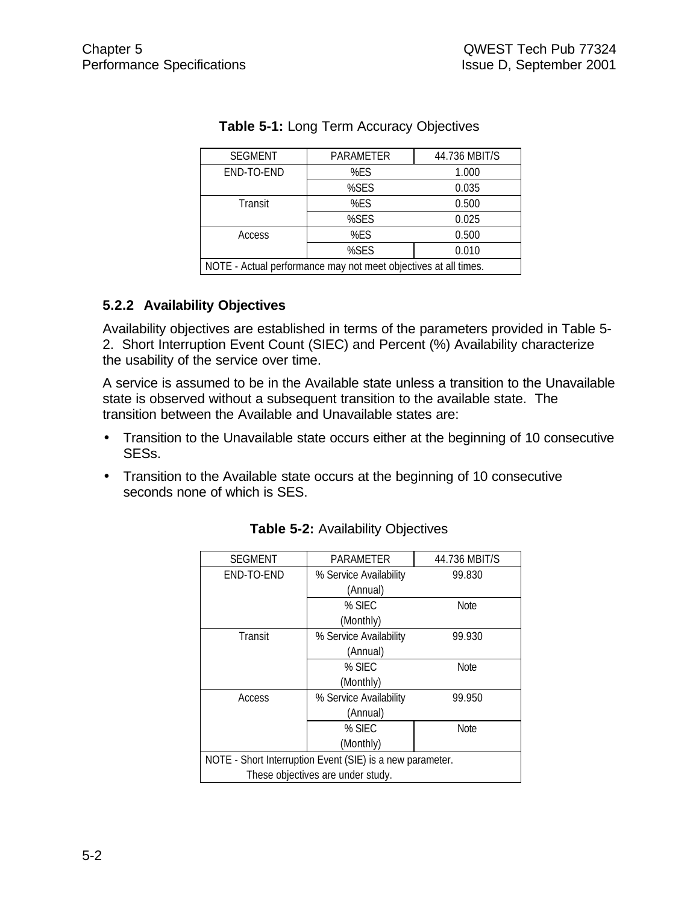**Table 5-1:** Long Term Accuracy Objectives

| SEGMENT | PARAMETER | 44.736 MBIT/S |
|---|---|---|
| END-TO-END | %ES | 1.000 |
| | %SES | 0.035 |
| Transit | %ES | 0.500 |
| | %SES | 0.025 |
| Access | %ES | 0.500 |
| | %SES | 0.010 |
| NOTE - Actual performance may not meet objectives at all times. | | |

### 5.2.2 Availability Objectives

Availability objectives are established in terms of the parameters provided in Table 5-2. Short Interruption Event Count (SIEC) and Percent (%) Availability characterize the usability of the service over time.

A service is assumed to be in the Available state unless a transition to the Unavailable state is observed without a subsequent transition to the available state. The transition between the Available and Unavailable states are:

- Transition to the Unavailable state occurs either at the beginning of 10 consecutive SESs.
- Transition to the Available state occurs at the beginning of 10 consecutive seconds none of which is SES.

**Table 5-2:** Availability Objectives

| SEGMENT | PARAMETER | 44.736 MBIT/S |
|---|---|---|
| END-TO-END | % Service Availability (Annual) | 99.830 |
| | % SIEC (Monthly) | Note |
| Transit | % Service Availability (Annual) | 99.930 |
| | % SIEC (Monthly) | Note |
| Access | % Service Availability (Annual) | 99.950 |
| | % SIEC (Monthly) | Note |
| NOTE - Short Interruption Event (SIE) is a new parameter. These objectives are under study. | | |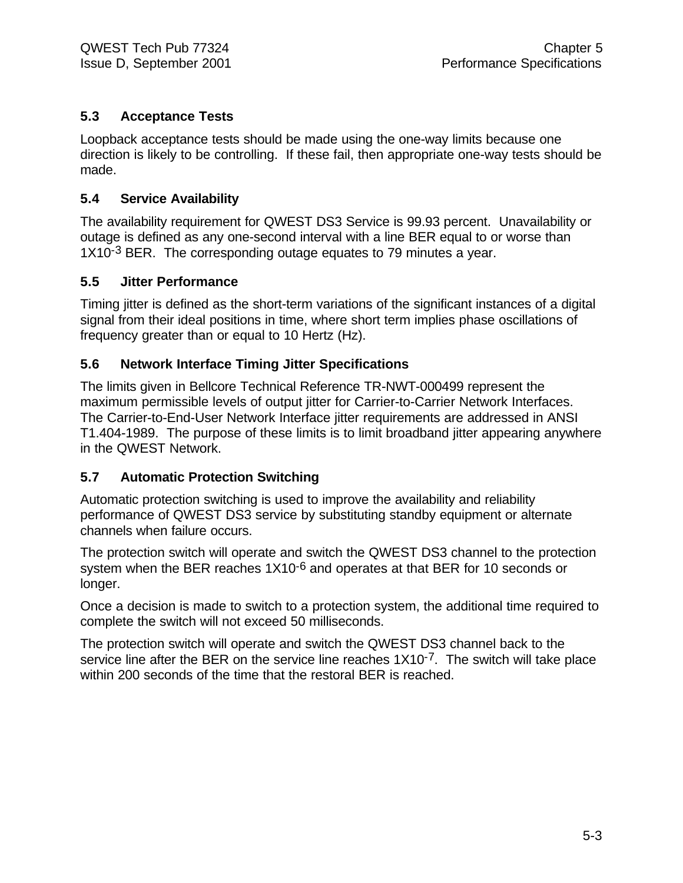### 5.3 Acceptance Tests

Loopback acceptance tests should be made using the one-way limits because one direction is likely to be controlling. If these fail, then appropriate one-way tests should be made.

### 5.4 Service Availability

The availability requirement for QWEST DS3 Service is 99.93 percent. Unavailability or outage is defined as any one-second interval with a line BER equal to or worse than $1X10^{-3}$ BER. The corresponding outage equates to 79 minutes a year.

### 5.5 Jitter Performance

Timing jitter is defined as the short-term variations of the significant instances of a digital signal from their ideal positions in time, where short term implies phase oscillations of frequency greater than or equal to 10 Hertz (Hz).

### 5.6 Network Interface Timing Jitter Specifications

The limits given in Bellcore Technical Reference TR-NWT-000499 represent the maximum permissible levels of output jitter for Carrier-to-Carrier Network Interfaces. The Carrier-to-End-User Network Interface jitter requirements are addressed in ANSI T1.404-1989. The purpose of these limits is to limit broadband jitter appearing anywhere in the QWEST Network.

### 5.7 Automatic Protection Switching

Automatic protection switching is used to improve the availability and reliability performance of QWEST DS3 service by substituting standby equipment or alternate channels when failure occurs.

The protection switch will operate and switch the QWEST DS3 channel to the protection system when the BER reaches $1X10^{-6}$ and operates at that BER for 10 seconds or longer.

Once a decision is made to switch to a protection system, the additional time required to complete the switch will not exceed 50 milliseconds.

The protection switch will operate and switch the QWEST DS3 channel back to the service line after the BER on the service line reaches $1X10^{-7}$. The switch will take place within 200 seconds of the time that the restoral BER is reached.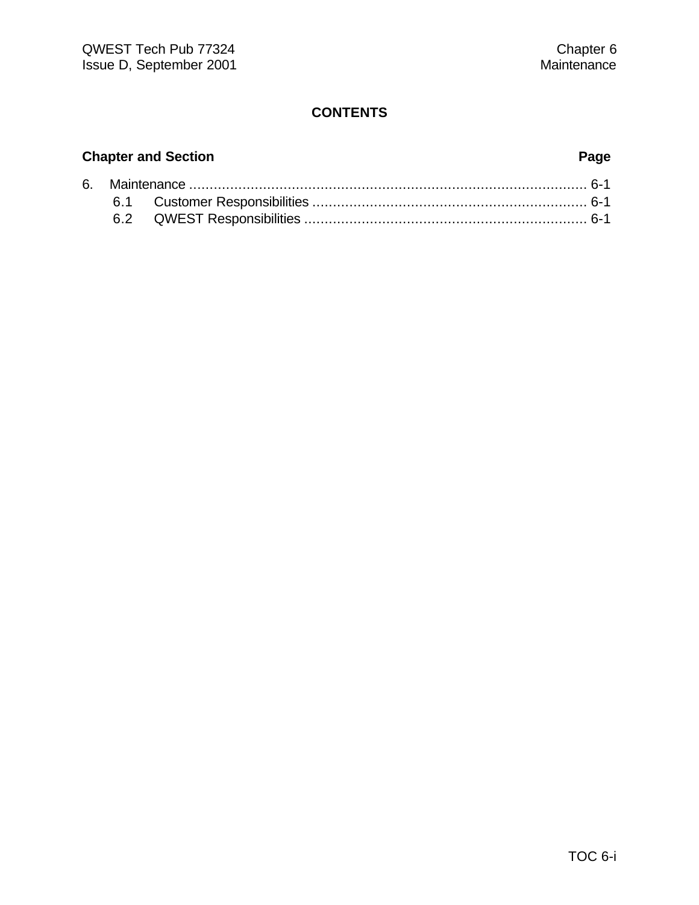# CONTENTS

**Chapter and Section** **Page**

6. Maintenance .................................................................................................. 6-1
   6.1 Customer Responsibilities .................................................................. 6-1
   6.2 QWEST Responsibilities .................................................................... 6-1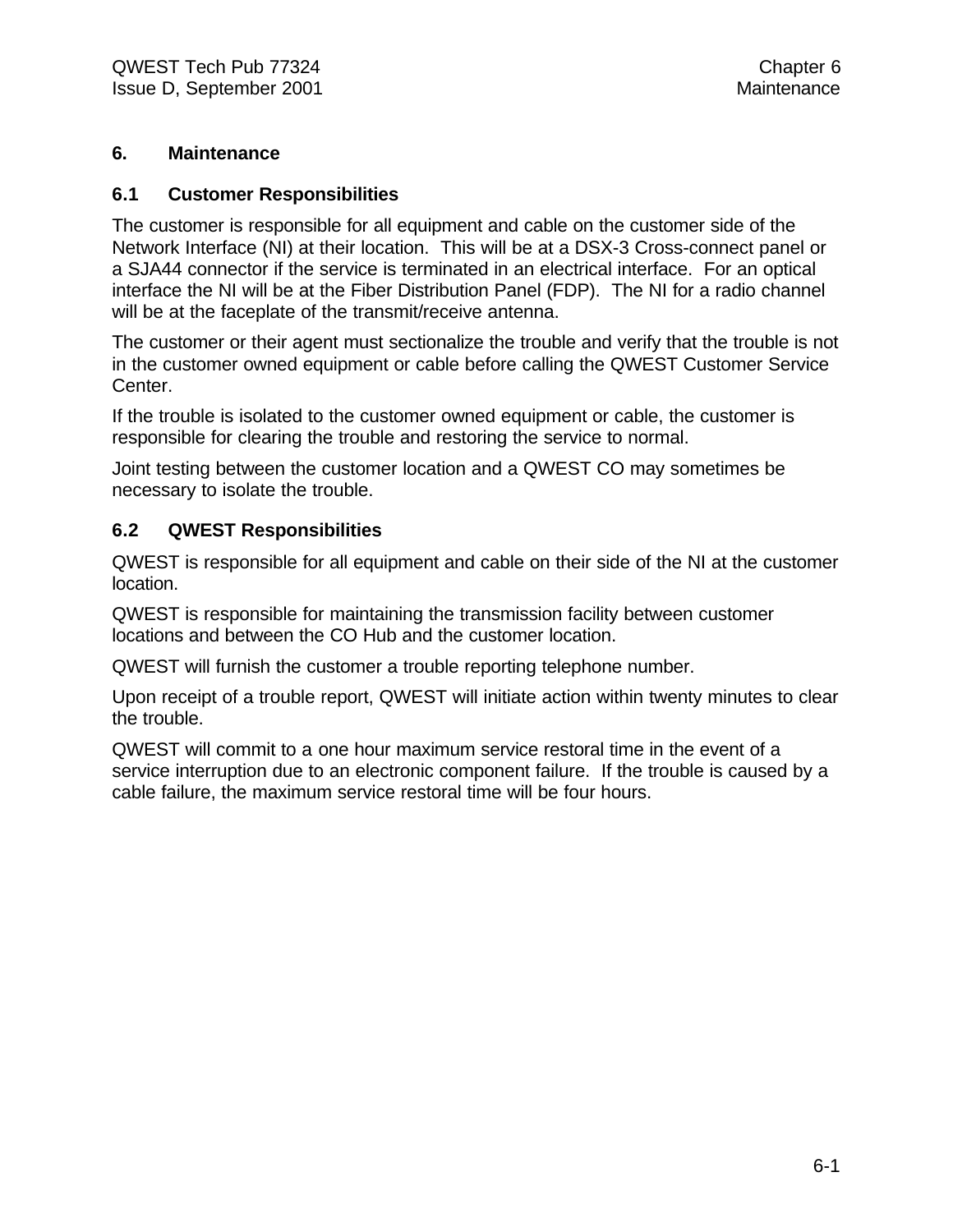# 6. Maintenance

## 6.1 Customer Responsibilities

The customer is responsible for all equipment and cable on the customer side of the Network Interface (NI) at their location. This will be at a DSX-3 Cross-connect panel or a SJA44 connector if the service is terminated in an electrical interface. For an optical interface the NI will be at the Fiber Distribution Panel (FDP). The NI for a radio channel will be at the faceplate of the transmit/receive antenna.

The customer or their agent must sectionalize the trouble and verify that the trouble is not in the customer owned equipment or cable before calling the QWEST Customer Service Center.

If the trouble is isolated to the customer owned equipment or cable, the customer is responsible for clearing the trouble and restoring the service to normal.

Joint testing between the customer location and a QWEST CO may sometimes be necessary to isolate the trouble.

## 6.2 QWEST Responsibilities

QWEST is responsible for all equipment and cable on their side of the NI at the customer location.

QWEST is responsible for maintaining the transmission facility between customer locations and between the CO Hub and the customer location.

QWEST will furnish the customer a trouble reporting telephone number.

Upon receipt of a trouble report, QWEST will initiate action within twenty minutes to clear the trouble.

QWEST will commit to a one hour maximum service restoral time in the event of a service interruption due to an electronic component failure. If the trouble is caused by a cable failure, the maximum service restoral time will be four hours.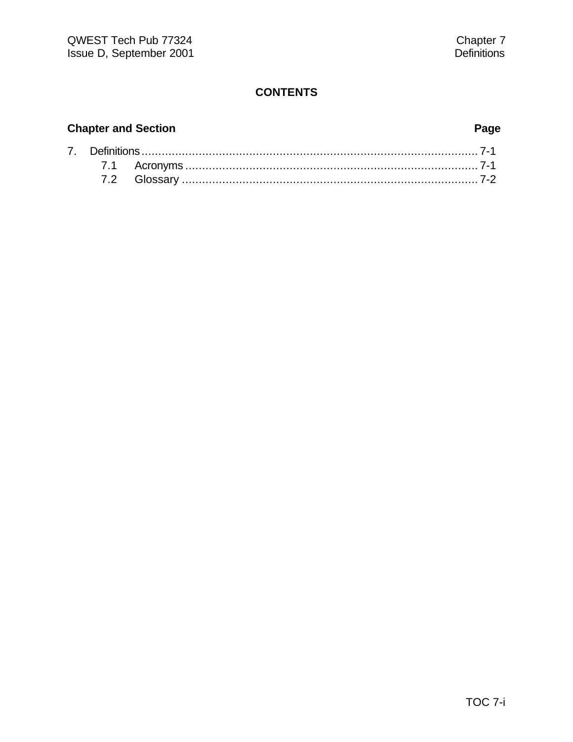# CONTENTS

| Chapter and Section | Page |
|---|---|
| 7. Definitions | 7-1 |
| 7.1 Acronyms | 7-1 |
| 7.2 Glossary | 7-2 |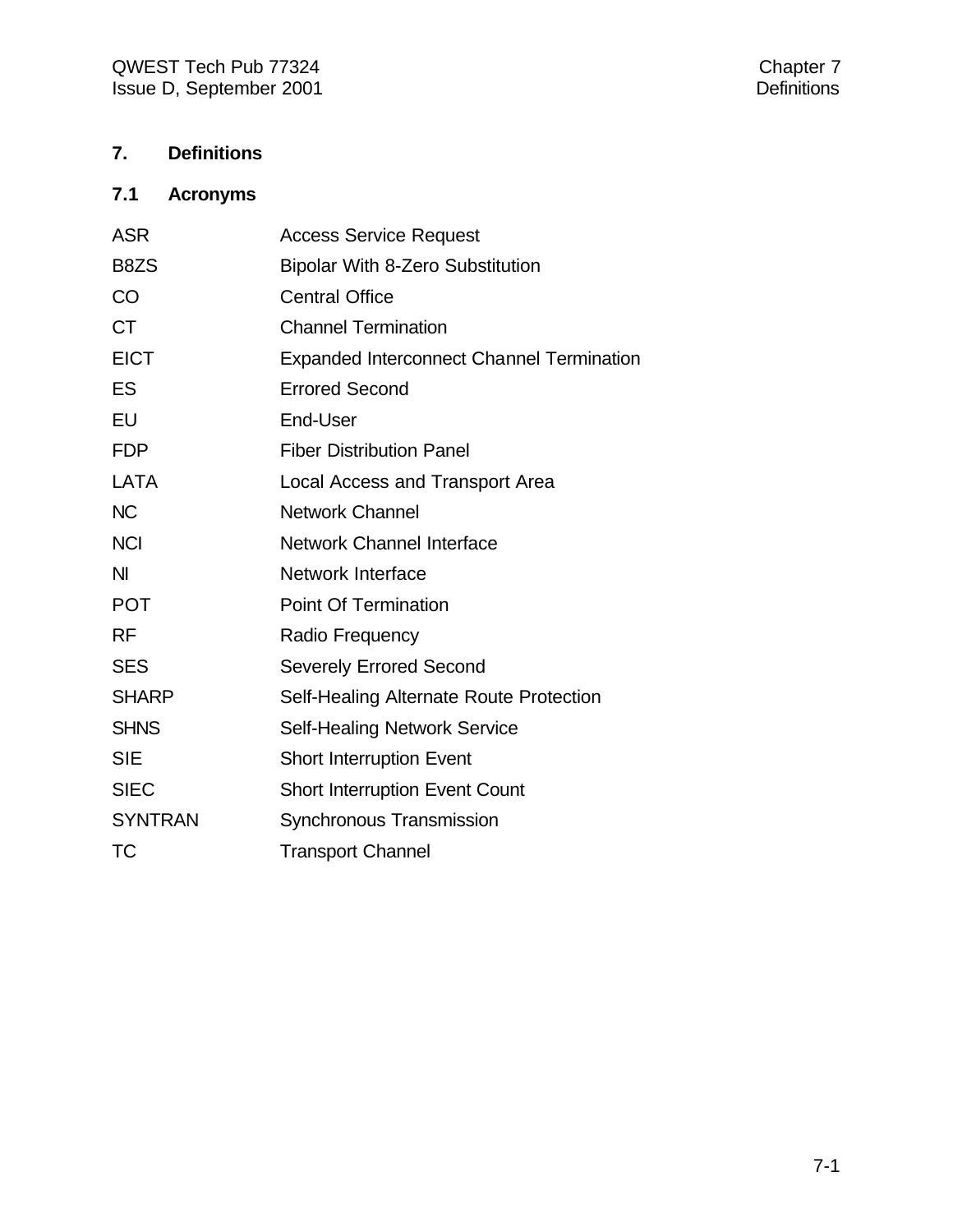# 7. Definitions

## 7.1 Acronyms

| | |
|---|---|
| ASR | Access Service Request |
| B8ZS | Bipolar With 8-Zero Substitution |
| CO | Central Office |
| CT | Channel Termination |
| EICT | Expanded Interconnect Channel Termination |
| ES | Errored Second |
| EU | End-User |
| FDP | Fiber Distribution Panel |
| LATA | Local Access and Transport Area |
| NC | Network Channel |
| NCI | Network Channel Interface |
| NI | Network Interface |
| POT | Point Of Termination |
| RF | Radio Frequency |
| SES | Severely Errored Second |
| SHARP | Self-Healing Alternate Route Protection |
| SHNS | Self-Healing Network Service |
| SIE | Short Interruption Event |
| SIEC | Short Interruption Event Count |
| SYNTRAN | Synchronous Transmission |
| TC | Transport Channel |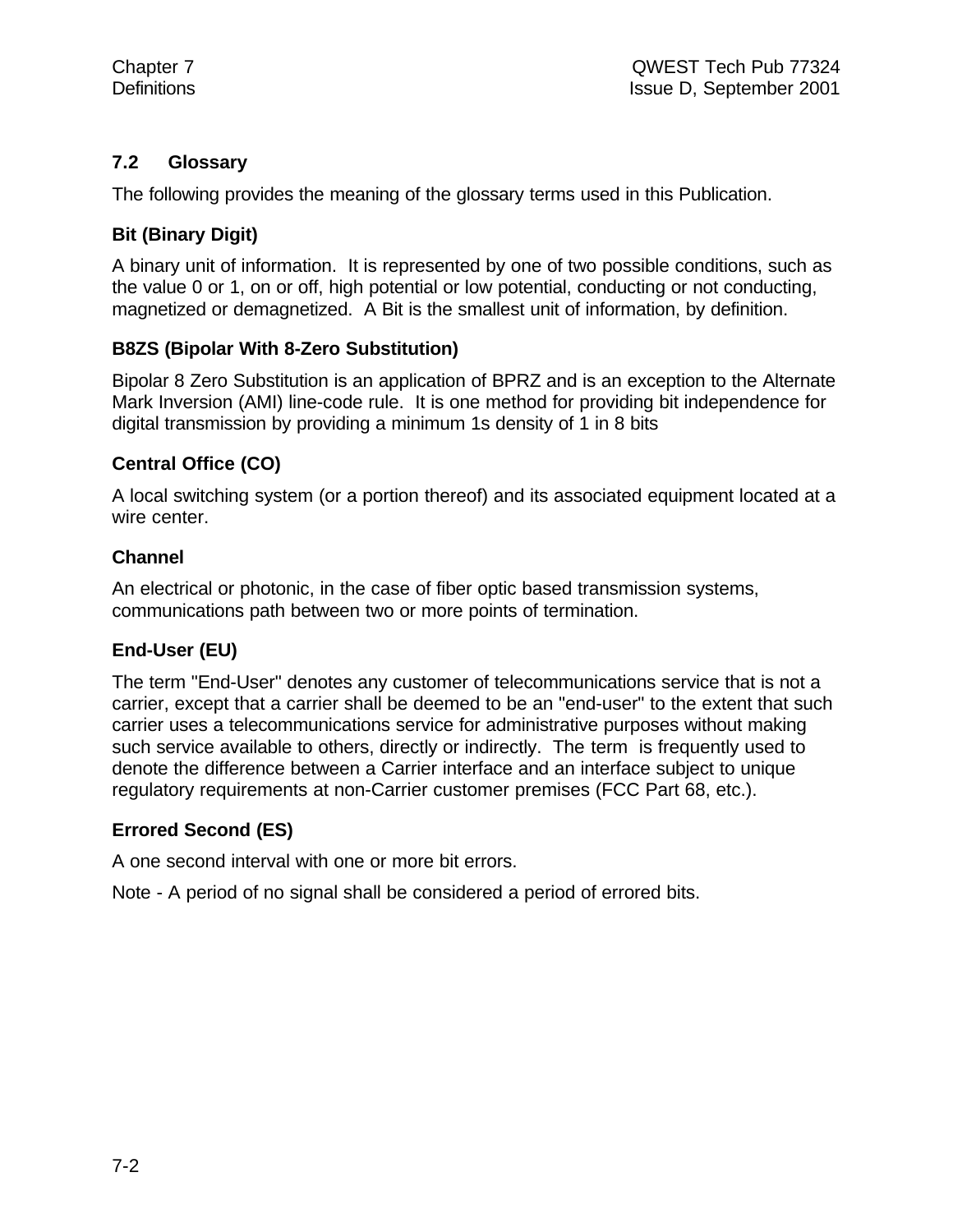## 7.2 Glossary

The following provides the meaning of the glossary terms used in this Publication.

**Bit (Binary Digit)**

A binary unit of information. It is represented by one of two possible conditions, such as the value 0 or 1, on or off, high potential or low potential, conducting or not conducting, magnetized or demagnetized. A Bit is the smallest unit of information, by definition.

**B8ZS (Bipolar With 8-Zero Substitution)**

Bipolar 8 Zero Substitution is an application of BPRZ and is an exception to the Alternate Mark Inversion (AMI) line-code rule. It is one method for providing bit independence for digital transmission by providing a minimum 1s density of 1 in 8 bits

**Central Office (CO)**

A local switching system (or a portion thereof) and its associated equipment located at a wire center.

**Channel**

An electrical or photonic, in the case of fiber optic based transmission systems, communications path between two or more points of termination.

**End-User (EU)**

The term "End-User" denotes any customer of telecommunications service that is not a carrier, except that a carrier shall be deemed to be an "end-user" to the extent that such carrier uses a telecommunications service for administrative purposes without making such service available to others, directly or indirectly. The term is frequently used to denote the difference between a Carrier interface and an interface subject to unique regulatory requirements at non-Carrier customer premises (FCC Part 68, etc.).

**Errored Second (ES)**

A one second interval with one or more bit errors.

Note - A period of no signal shall be considered a period of errored bits.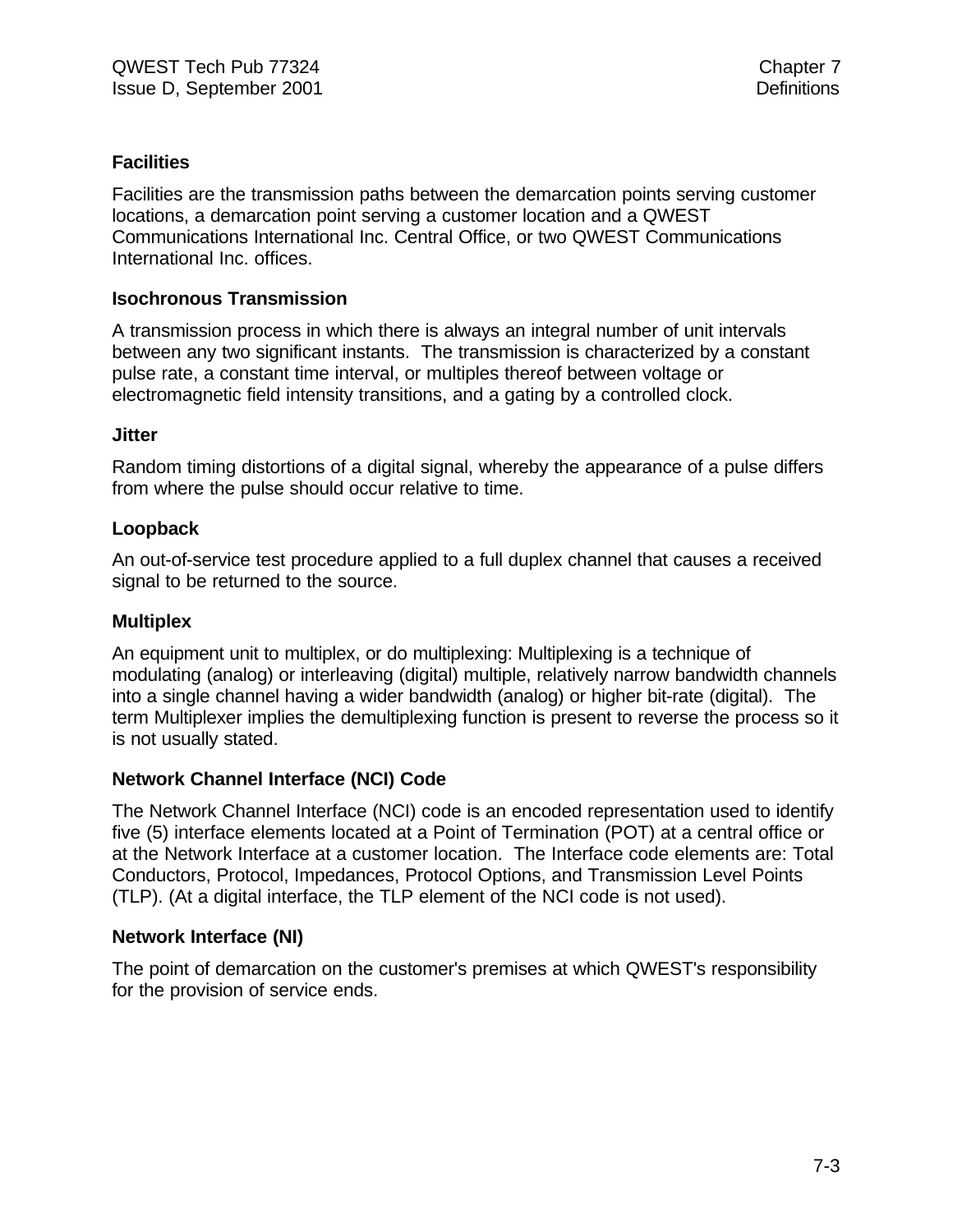**Facilities**

Facilities are the transmission paths between the demarcation points serving customer locations, a demarcation point serving a customer location and a QWEST Communications International Inc. Central Office, or two QWEST Communications International Inc. offices.

**Isochronous Transmission**

A transmission process in which there is always an integral number of unit intervals between any two significant instants. The transmission is characterized by a constant pulse rate, a constant time interval, or multiples thereof between voltage or electromagnetic field intensity transitions, and a gating by a controlled clock.

**Jitter**

Random timing distortions of a digital signal, whereby the appearance of a pulse differs from where the pulse should occur relative to time.

**Loopback**

An out-of-service test procedure applied to a full duplex channel that causes a received signal to be returned to the source.

**Multiplex**

An equipment unit to multiplex, or do multiplexing: Multiplexing is a technique of modulating (analog) or interleaving (digital) multiple, relatively narrow bandwidth channels into a single channel having a wider bandwidth (analog) or higher bit-rate (digital). The term Multiplexer implies the demultiplexing function is present to reverse the process so it is not usually stated.

**Network Channel Interface (NCI) Code**

The Network Channel Interface (NCI) code is an encoded representation used to identify five (5) interface elements located at a Point of Termination (POT) at a central office or at the Network Interface at a customer location. The Interface code elements are: Total Conductors, Protocol, Impedances, Protocol Options, and Transmission Level Points (TLP). (At a digital interface, the TLP element of the NCI code is not used).

**Network Interface (NI)**

The point of demarcation on the customer's premises at which QWEST's responsibility for the provision of service ends.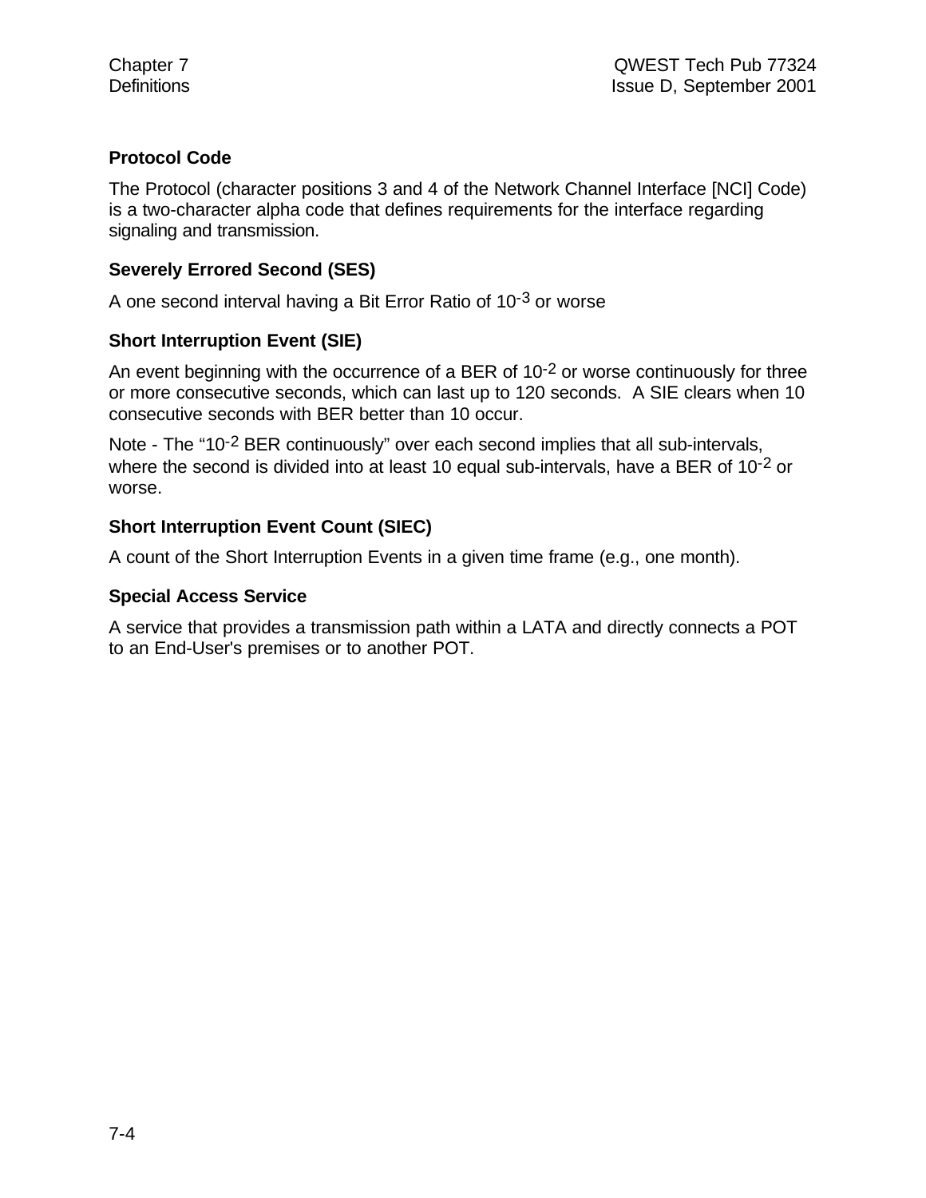### Protocol Code

The Protocol (character positions 3 and 4 of the Network Channel Interface [NCI] Code) is a two-character alpha code that defines requirements for the interface regarding signaling and transmission.

### Severely Errored Second (SES)

A one second interval having a Bit Error Ratio of $10^{-3}$ or worse

### Short Interruption Event (SIE)

An event beginning with the occurrence of a BER of $10^{-2}$ or worse continuously for three or more consecutive seconds, which can last up to 120 seconds. A SIE clears when 10 consecutive seconds with BER better than 10 occur.

Note - The "$10^{-2}$ BER continuously" over each second implies that all sub-intervals, where the second is divided into at least 10 equal sub-intervals, have a BER of $10^{-2}$ or worse.

### Short Interruption Event Count (SIEC)

A count of the Short Interruption Events in a given time frame (e.g., one month).

### Special Access Service

A service that provides a transmission path within a LATA and directly connects a POT to an End-User's premises or to another POT.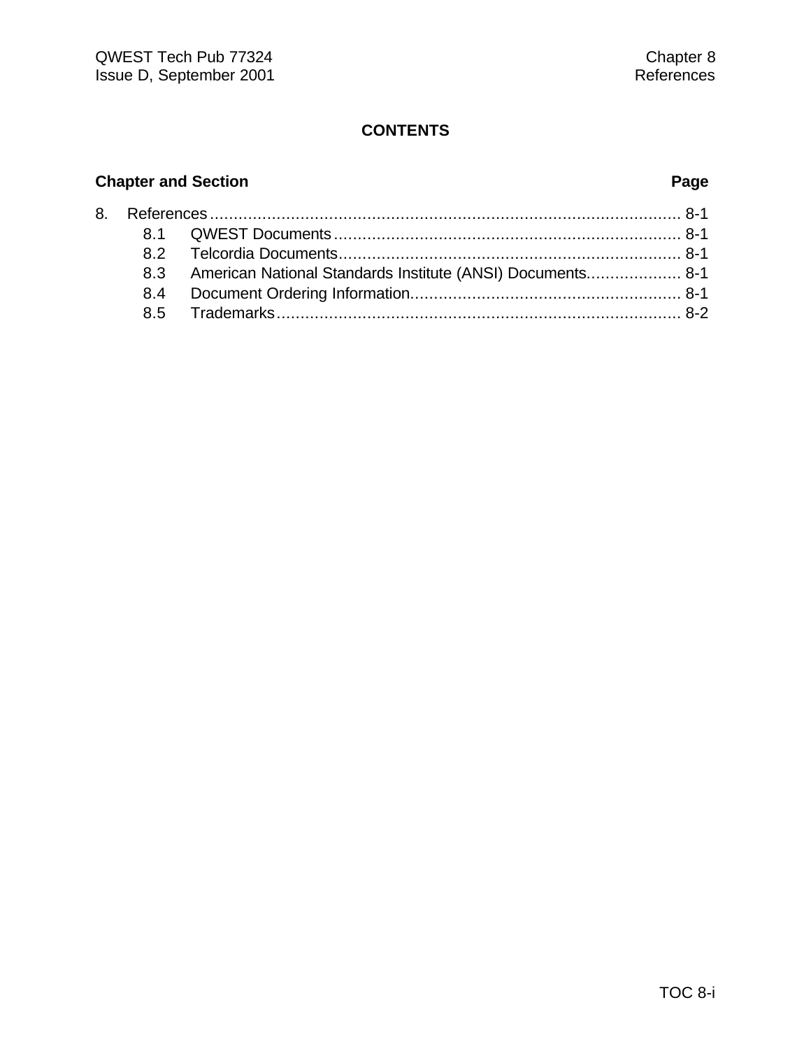# CONTENTS

| Chapter and Section | Page |
|---|---|
| 8. References | 8-1 |
| 8.1 QWEST Documents | 8-1 |
| 8.2 Telcordia Documents | 8-1 |
| 8.3 American National Standards Institute (ANSI) Documents | 8-1 |
| 8.4 Document Ordering Information | 8-1 |
| 8.5 Trademarks | 8-2 |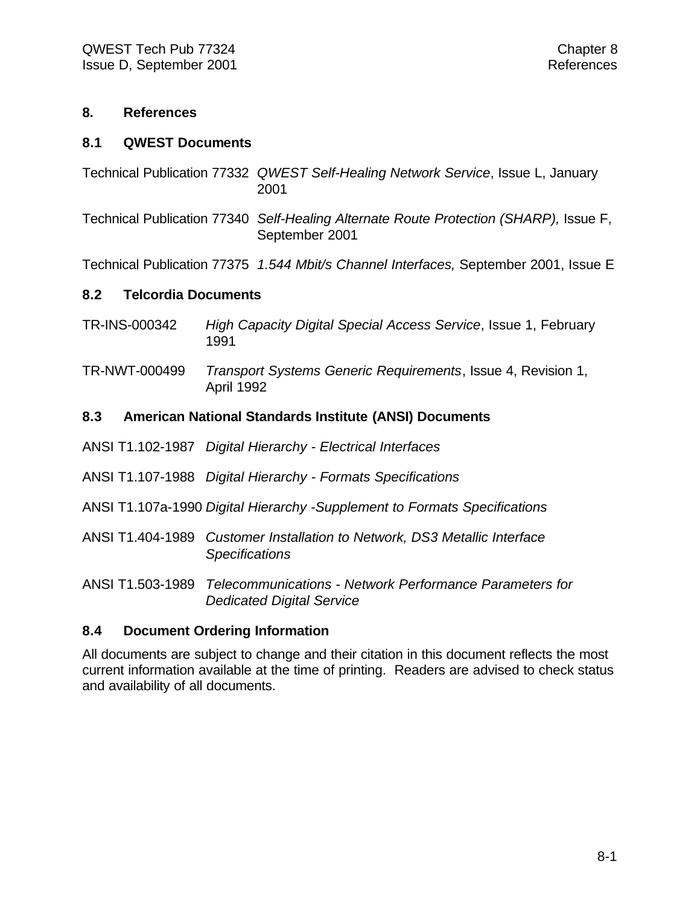# 8. References

## 8.1 QWEST Documents

Technical Publication 77332 *QWEST Self-Healing Network Service*, Issue L, January 2001

Technical Publication 77340 *Self-Healing Alternate Route Protection (SHARP),* Issue F, September 2001

Technical Publication 77375 *1.544 Mbit/s Channel Interfaces,* September 2001, Issue E

## 8.2 Telcordia Documents

TR-INS-000342 *High Capacity Digital Special Access Service*, Issue 1, February 1991

TR-NWT-000499 *Transport Systems Generic Requirements*, Issue 4, Revision 1, April 1992

## 8.3 American National Standards Institute (ANSI) Documents

ANSI T1.102-1987 *Digital Hierarchy - Electrical Interfaces*

ANSI T1.107-1988 *Digital Hierarchy - Formats Specifications*

ANSI T1.107a-1990 *Digital Hierarchy -Supplement to Formats Specifications*

ANSI T1.404-1989 *Customer Installation to Network, DS3 Metallic Interface Specifications*

ANSI T1.503-1989 *Telecommunications - Network Performance Parameters for Dedicated Digital Service*

## 8.4 Document Ordering Information

All documents are subject to change and their citation in this document reflects the most current information available at the time of printing. Readers are advised to check status and availability of all documents.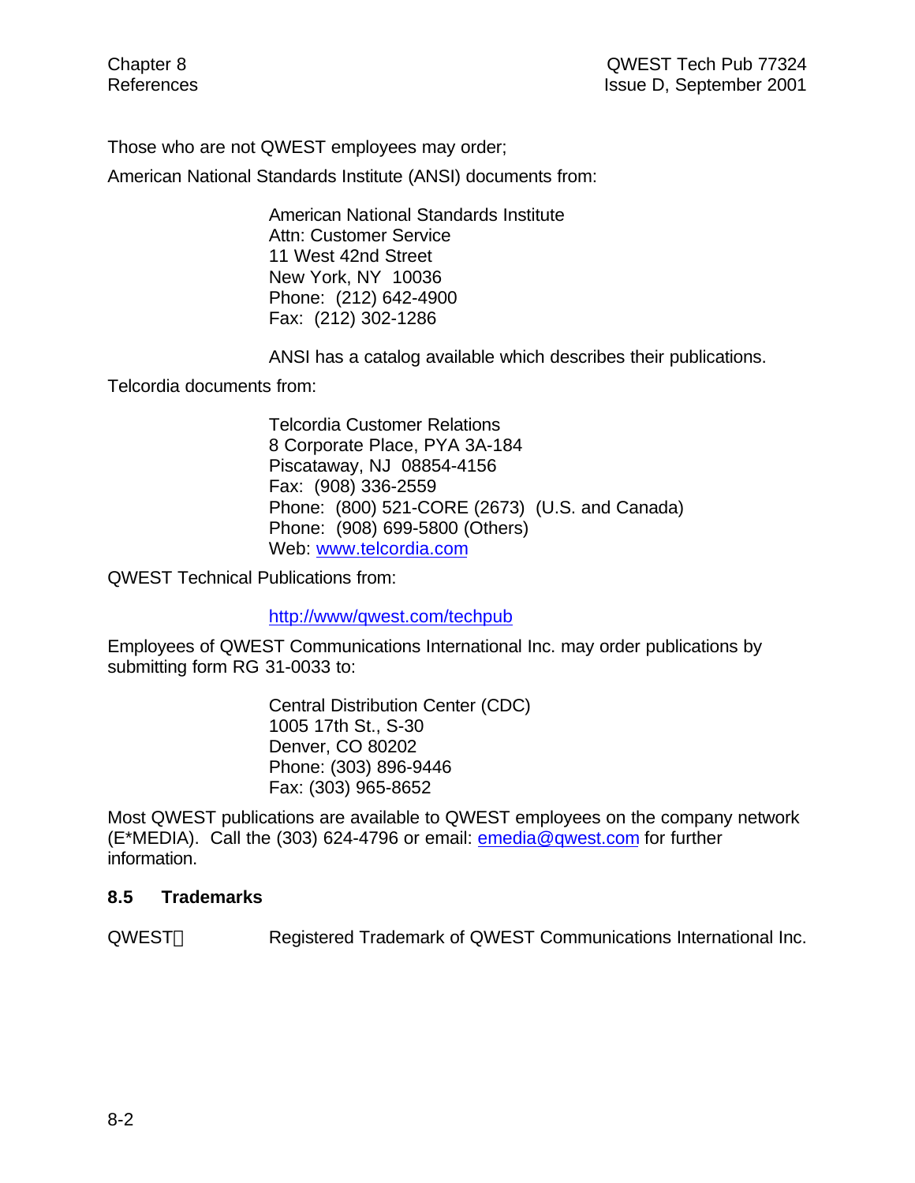Those who are not QWEST employees may order;

American National Standards Institute (ANSI) documents from:

> American National Standards Institute
> Attn: Customer Service
> 11 West 42nd Street
> New York, NY 10036
> Phone: (212) 642-4900
> Fax: (212) 302-1286
>
> ANSI has a catalog available which describes their publications.

Telcordia documents from:

> Telcordia Customer Relations
> 8 Corporate Place, PYA 3A-184
> Piscataway, NJ 08854-4156
> Fax: (908) 336-2559
> Phone: (800) 521-CORE (2673) (U.S. and Canada)
> Phone: (908) 699-5800 (Others)
> Web: www.telcordia.com

QWEST Technical Publications from:

> http://www/qwest.com/techpub

Employees of QWEST Communications International Inc. may order publications by submitting form RG 31-0033 to:

> Central Distribution Center (CDC)
> 1005 17th St., S-30
> Denver, CO 80202
> Phone: (303) 896-9446
> Fax: (303) 965-8652

Most QWEST publications are available to QWEST employees on the company network (E*MEDIA). Call the (303) 624-4796 or email: emedia@qwest.com for further information.

### 8.5 Trademarks

| | |
|---|---|
| QWEST® | Registered Trademark of QWEST Communications International Inc. |